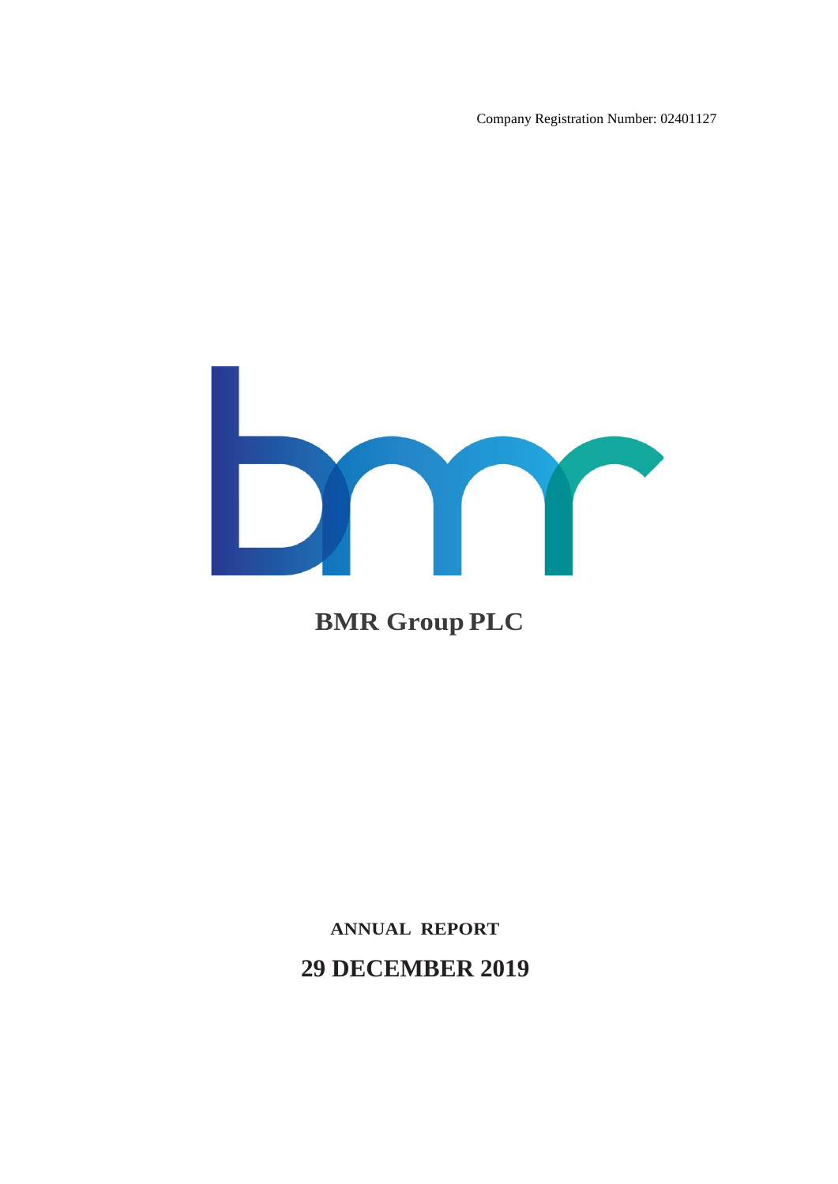Company Registration Number: 02401127

# BMR Group PLC

**ANNUAL REPORT**

## 29 DECEMBER 2019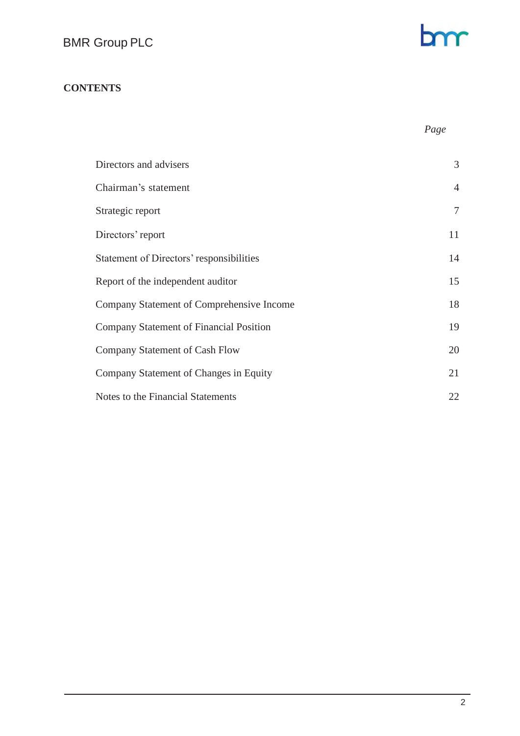# CONTENTS

| | Page |
|---|---|
| Directors and advisers | 3 |
| Chairman's statement | 4 |
| Strategic report | 7 |
| Directors' report | 11 |
| Statement of Directors' responsibilities | 14 |
| Report of the independent auditor | 15 |
| Company Statement of Comprehensive Income | 18 |
| Company Statement of Financial Position | 19 |
| Company Statement of Cash Flow | 20 |
| Company Statement of Changes in Equity | 21 |
| Notes to the Financial Statements | 22 |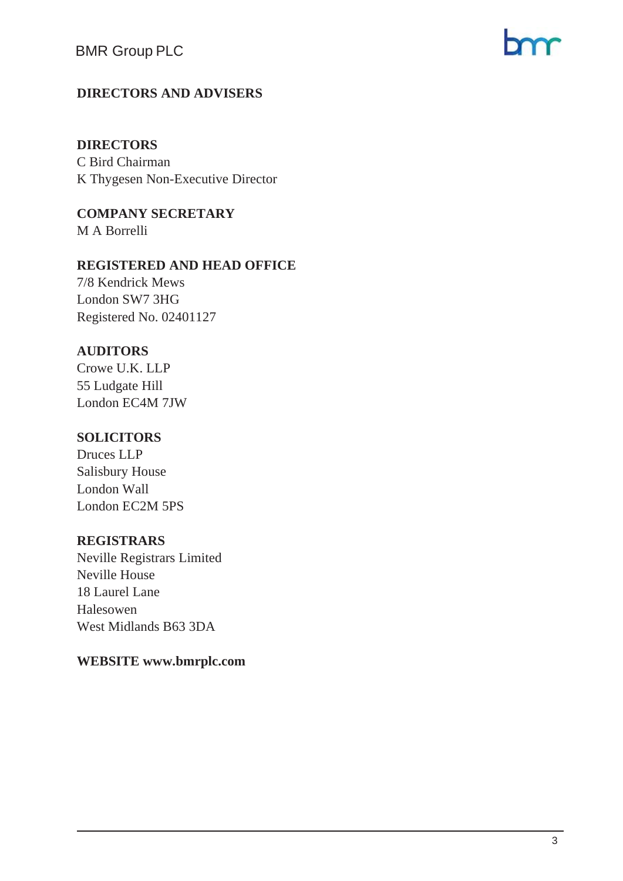## DIRECTORS AND ADVISERS

**DIRECTORS**
C Bird Chairman
K Thygesen Non-Executive Director

**COMPANY SECRETARY**
M A Borrelli

**REGISTERED AND HEAD OFFICE**
7/8 Kendrick Mews
London SW7 3HG
Registered No. 02401127

**AUDITORS**
Crowe U.K. LLP
55 Ludgate Hill
London EC4M 7JW

**SOLICITORS**
Druces LLP
Salisbury House
London Wall
London EC2M 5PS

**REGISTRARS**
Neville Registrars Limited
Neville House
18 Laurel Lane
Halesowen
West Midlands B63 3DA

**WEBSITE www.bmrplc.com**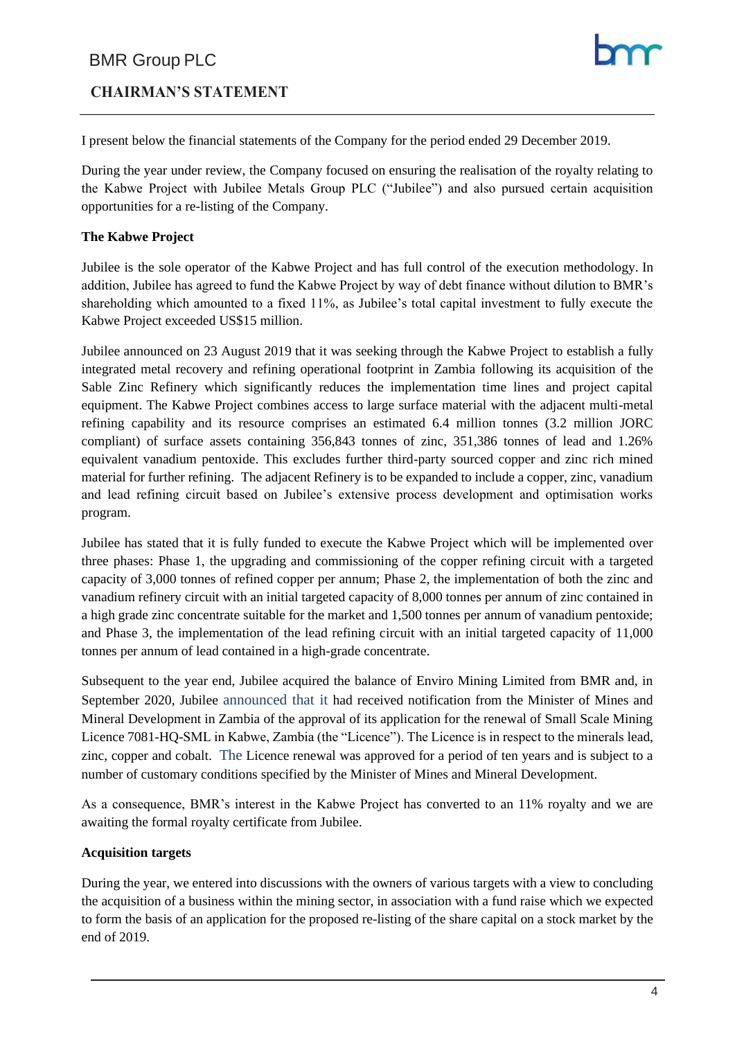# CHAIRMAN'S STATEMENT

I present below the financial statements of the Company for the period ended 29 December 2019.

During the year under review, the Company focused on ensuring the realisation of the royalty relating to the Kabwe Project with Jubilee Metals Group PLC ("Jubilee") and also pursued certain acquisition opportunities for a re-listing of the Company.

**The Kabwe Project**

Jubilee is the sole operator of the Kabwe Project and has full control of the execution methodology. In addition, Jubilee has agreed to fund the Kabwe Project by way of debt finance without dilution to BMR's shareholding which amounted to a fixed 11%, as Jubilee's total capital investment to fully execute the Kabwe Project exceeded US$15 million.

Jubilee announced on 23 August 2019 that it was seeking through the Kabwe Project to establish a fully integrated metal recovery and refining operational footprint in Zambia following its acquisition of the Sable Zinc Refinery which significantly reduces the implementation time lines and project capital equipment. The Kabwe Project combines access to large surface material with the adjacent multi-metal refining capability and its resource comprises an estimated 6.4 million tonnes (3.2 million JORC compliant) of surface assets containing 356,843 tonnes of zinc, 351,386 tonnes of lead and 1.26% equivalent vanadium pentoxide. This excludes further third-party sourced copper and zinc rich mined material for further refining. The adjacent Refinery is to be expanded to include a copper, zinc, vanadium and lead refining circuit based on Jubilee's extensive process development and optimisation works program.

Jubilee has stated that it is fully funded to execute the Kabwe Project which will be implemented over three phases: Phase 1, the upgrading and commissioning of the copper refining circuit with a targeted capacity of 3,000 tonnes of refined copper per annum; Phase 2, the implementation of both the zinc and vanadium refinery circuit with an initial targeted capacity of 8,000 tonnes per annum of zinc contained in a high grade zinc concentrate suitable for the market and 1,500 tonnes per annum of vanadium pentoxide; and Phase 3, the implementation of the lead refining circuit with an initial targeted capacity of 11,000 tonnes per annum of lead contained in a high-grade concentrate.

Subsequent to the year end, Jubilee acquired the balance of Enviro Mining Limited from BMR and, in September 2020, Jubilee announced that it had received notification from the Minister of Mines and Mineral Development in Zambia of the approval of its application for the renewal of Small Scale Mining Licence 7081-HQ-SML in Kabwe, Zambia (the "Licence"). The Licence is in respect to the minerals lead, zinc, copper and cobalt. The Licence renewal was approved for a period of ten years and is subject to a number of customary conditions specified by the Minister of Mines and Mineral Development.

As a consequence, BMR's interest in the Kabwe Project has converted to an 11% royalty and we are awaiting the formal royalty certificate from Jubilee.

**Acquisition targets**

During the year, we entered into discussions with the owners of various targets with a view to concluding the acquisition of a business within the mining sector, in association with a fund raise which we expected to form the basis of an application for the proposed re-listing of the share capital on a stock market by the end of 2019.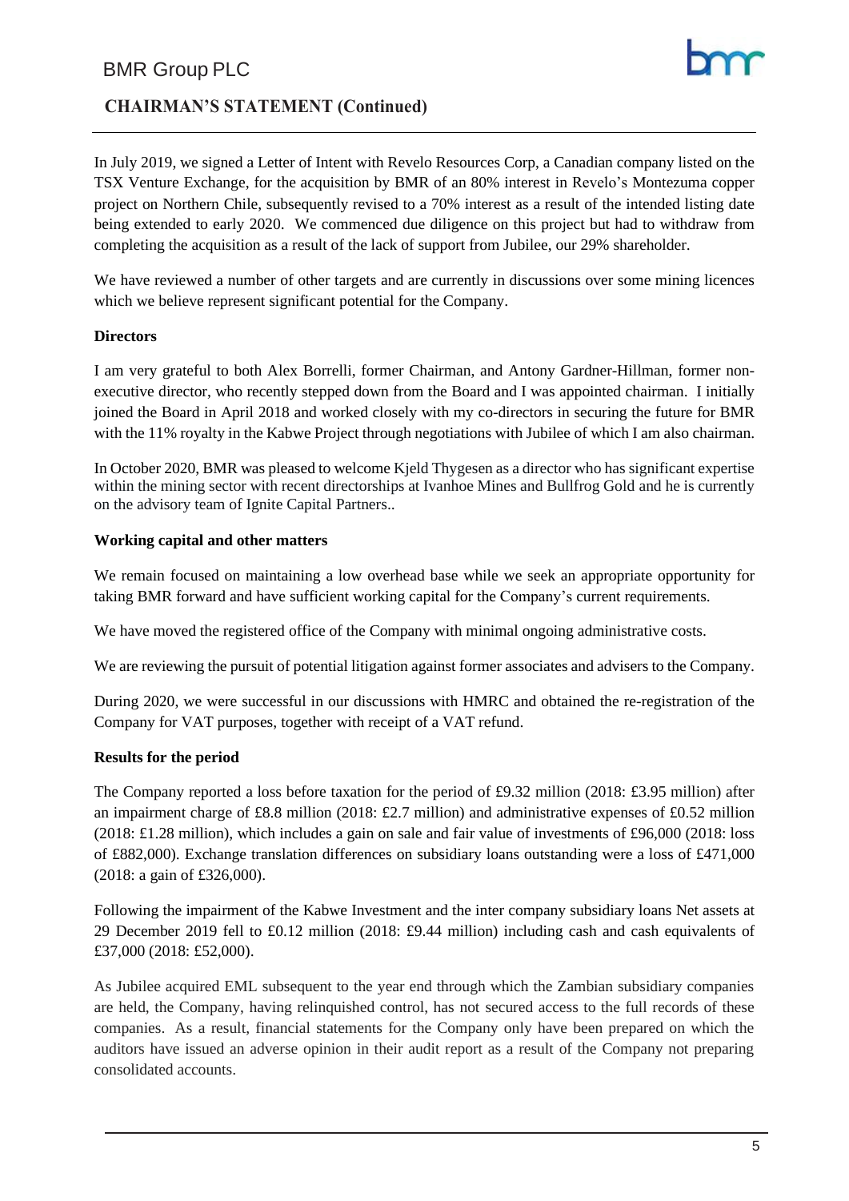## CHAIRMAN'S STATEMENT (Continued)

In July 2019, we signed a Letter of Intent with Revelo Resources Corp, a Canadian company listed on the TSX Venture Exchange, for the acquisition by BMR of an 80% interest in Revelo's Montezuma copper project on Northern Chile, subsequently revised to a 70% interest as a result of the intended listing date being extended to early 2020. We commenced due diligence on this project but had to withdraw from completing the acquisition as a result of the lack of support from Jubilee, our 29% shareholder.

We have reviewed a number of other targets and are currently in discussions over some mining licences which we believe represent significant potential for the Company.

**Directors**

I am very grateful to both Alex Borrelli, former Chairman, and Antony Gardner-Hillman, former non-executive director, who recently stepped down from the Board and I was appointed chairman. I initially joined the Board in April 2018 and worked closely with my co-directors in securing the future for BMR with the 11% royalty in the Kabwe Project through negotiations with Jubilee of which I am also chairman.

In October 2020, BMR was pleased to welcome Kjeld Thygesen as a director who has significant expertise within the mining sector with recent directorships at Ivanhoe Mines and Bullfrog Gold and he is currently on the advisory team of Ignite Capital Partners..

**Working capital and other matters**

We remain focused on maintaining a low overhead base while we seek an appropriate opportunity for taking BMR forward and have sufficient working capital for the Company's current requirements.

We have moved the registered office of the Company with minimal ongoing administrative costs.

We are reviewing the pursuit of potential litigation against former associates and advisers to the Company.

During 2020, we were successful in our discussions with HMRC and obtained the re-registration of the Company for VAT purposes, together with receipt of a VAT refund.

**Results for the period**

The Company reported a loss before taxation for the period of £9.32 million (2018: £3.95 million) after an impairment charge of £8.8 million (2018: £2.7 million) and administrative expenses of £0.52 million (2018: £1.28 million), which includes a gain on sale and fair value of investments of £96,000 (2018: loss of £882,000). Exchange translation differences on subsidiary loans outstanding were a loss of £471,000 (2018: a gain of £326,000).

Following the impairment of the Kabwe Investment and the inter company subsidiary loans Net assets at 29 December 2019 fell to £0.12 million (2018: £9.44 million) including cash and cash equivalents of £37,000 (2018: £52,000).

As Jubilee acquired EML subsequent to the year end through which the Zambian subsidiary companies are held, the Company, having relinquished control, has not secured access to the full records of these companies. As a result, financial statements for the Company only have been prepared on which the auditors have issued an adverse opinion in their audit report as a result of the Company not preparing consolidated accounts.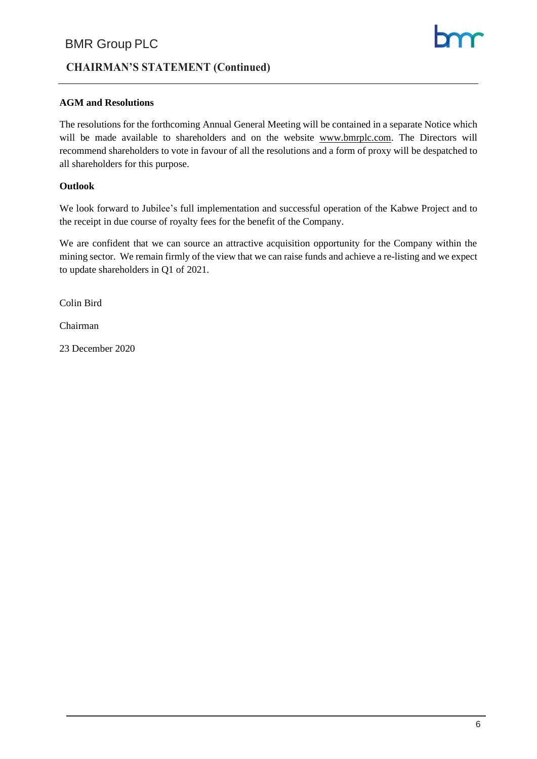## AGM and Resolutions

The resolutions for the forthcoming Annual General Meeting will be contained in a separate Notice which will be made available to shareholders and on the website www.bmrplc.com. The Directors will recommend shareholders to vote in favour of all the resolutions and a form of proxy will be despatched to all shareholders for this purpose.

## Outlook

We look forward to Jubilee's full implementation and successful operation of the Kabwe Project and to the receipt in due course of royalty fees for the benefit of the Company.

We are confident that we can source an attractive acquisition opportunity for the Company within the mining sector. We remain firmly of the view that we can raise funds and achieve a re-listing and we expect to update shareholders in Q1 of 2021.

Colin Bird

Chairman

23 December 2020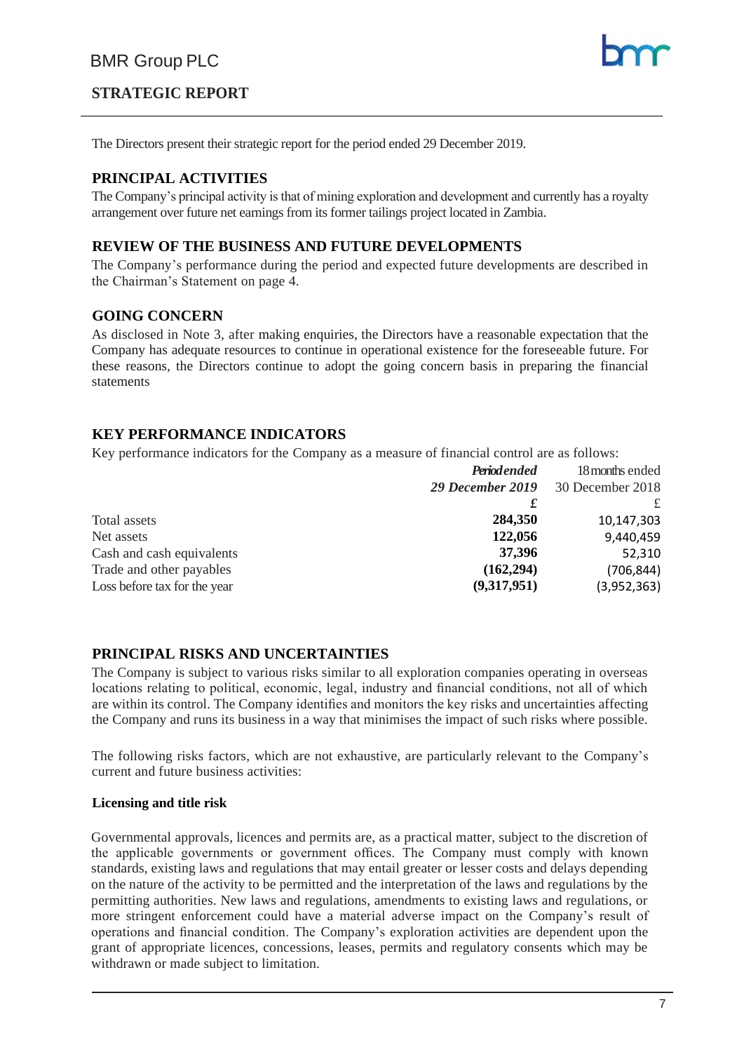# STRATEGIC REPORT

The Directors present their strategic report for the period ended 29 December 2019.

## PRINCIPAL ACTIVITIES

The Company's principal activity is that of mining exploration and development and currently has a royalty arrangement over future net earnings from its former tailings project located in Zambia.

## REVIEW OF THE BUSINESS AND FUTURE DEVELOPMENTS

The Company's performance during the period and expected future developments are described in the Chairman's Statement on page 4.

## GOING CONCERN

As disclosed in Note 3, after making enquiries, the Directors have a reasonable expectation that the Company has adequate resources to continue in operational existence for the foreseeable future. For these reasons, the Directors continue to adopt the going concern basis in preparing the financial statements

## KEY PERFORMANCE INDICATORS

Key performance indicators for the Company as a measure of financial control are as follows:

| | ***Period ended 29 December 2019*** | 18 months ended 30 December 2018 |
|---|---|---|
| | **£** | £ |
| Total assets | **284,350** | 10,147,303 |
| Net assets | **122,056** | 9,440,459 |
| Cash and cash equivalents | **37,396** | 52,310 |
| Trade and other payables | **(162,294)** | (706,844) |
| Loss before tax for the year | **(9,317,951)** | (3,952,363) |

## PRINCIPAL RISKS AND UNCERTAINTIES

The Company is subject to various risks similar to all exploration companies operating in overseas locations relating to political, economic, legal, industry and financial conditions, not all of which are within its control. The Company identifies and monitors the key risks and uncertainties affecting the Company and runs its business in a way that minimises the impact of such risks where possible.

The following risks factors, which are not exhaustive, are particularly relevant to the Company's current and future business activities:

**Licensing and title risk**

Governmental approvals, licences and permits are, as a practical matter, subject to the discretion of the applicable governments or government offices. The Company must comply with known standards, existing laws and regulations that may entail greater or lesser costs and delays depending on the nature of the activity to be permitted and the interpretation of the laws and regulations by the permitting authorities. New laws and regulations, amendments to existing laws and regulations, or more stringent enforcement could have a material adverse impact on the Company's result of operations and financial condition. The Company's exploration activities are dependent upon the grant of appropriate licences, concessions, leases, permits and regulatory consents which may be withdrawn or made subject to limitation.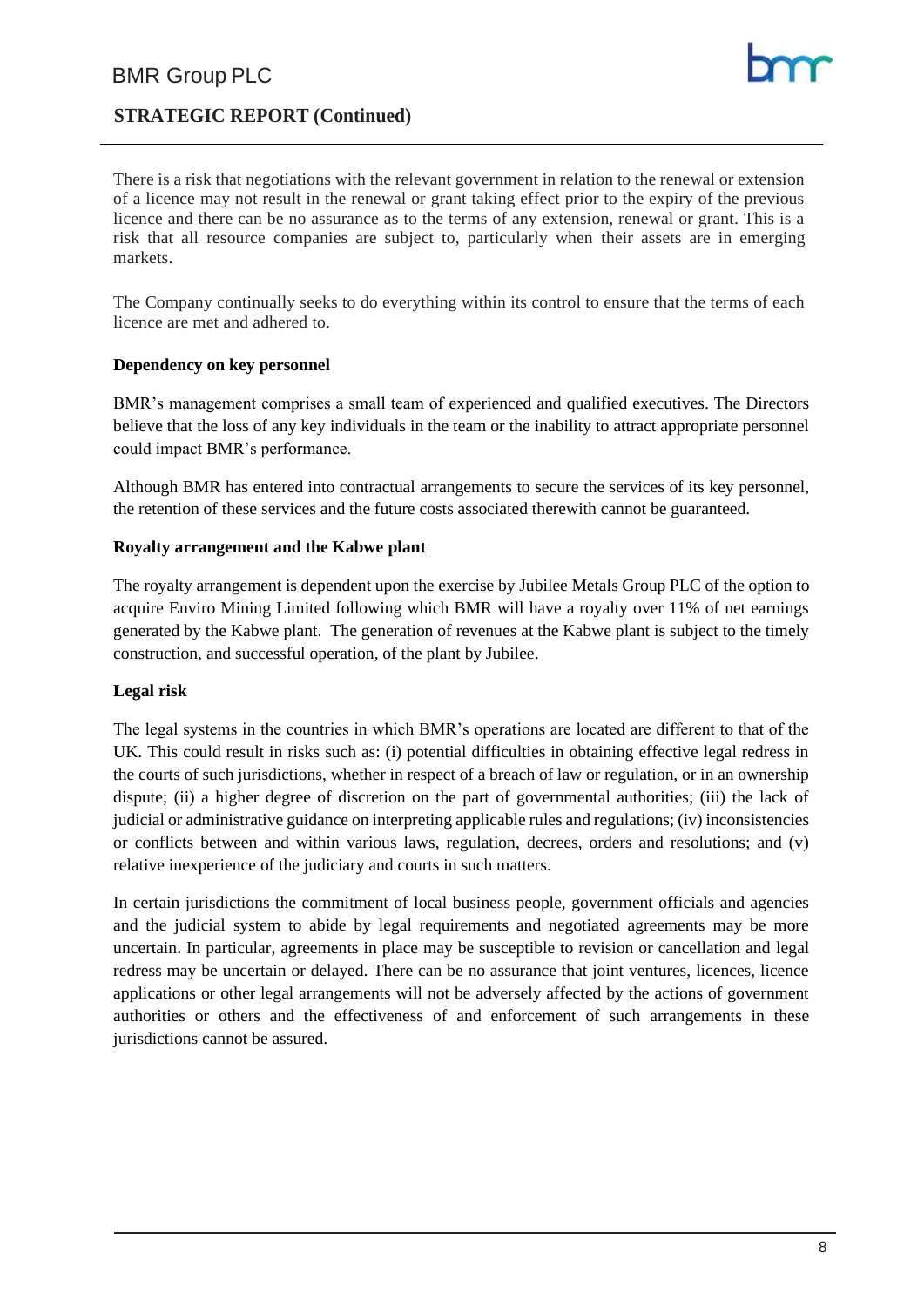There is a risk that negotiations with the relevant government in relation to the renewal or extension of a licence may not result in the renewal or grant taking effect prior to the expiry of the previous licence and there can be no assurance as to the terms of any extension, renewal or grant. This is a risk that all resource companies are subject to, particularly when their assets are in emerging markets.

The Company continually seeks to do everything within its control to ensure that the terms of each licence are met and adhered to.

**Dependency on key personnel**

BMR's management comprises a small team of experienced and qualified executives. The Directors believe that the loss of any key individuals in the team or the inability to attract appropriate personnel could impact BMR's performance.

Although BMR has entered into contractual arrangements to secure the services of its key personnel, the retention of these services and the future costs associated therewith cannot be guaranteed.

**Royalty arrangement and the Kabwe plant**

The royalty arrangement is dependent upon the exercise by Jubilee Metals Group PLC of the option to acquire Enviro Mining Limited following which BMR will have a royalty over 11% of net earnings generated by the Kabwe plant. The generation of revenues at the Kabwe plant is subject to the timely construction, and successful operation, of the plant by Jubilee.

**Legal risk**

The legal systems in the countries in which BMR's operations are located are different to that of the UK. This could result in risks such as: (i) potential difficulties in obtaining effective legal redress in the courts of such jurisdictions, whether in respect of a breach of law or regulation, or in an ownership dispute; (ii) a higher degree of discretion on the part of governmental authorities; (iii) the lack of judicial or administrative guidance on interpreting applicable rules and regulations; (iv) inconsistencies or conflicts between and within various laws, regulation, decrees, orders and resolutions; and (v) relative inexperience of the judiciary and courts in such matters.

In certain jurisdictions the commitment of local business people, government officials and agencies and the judicial system to abide by legal requirements and negotiated agreements may be more uncertain. In particular, agreements in place may be susceptible to revision or cancellation and legal redress may be uncertain or delayed. There can be no assurance that joint ventures, licences, licence applications or other legal arrangements will not be adversely affected by the actions of government authorities or others and the effectiveness of and enforcement of such arrangements in these jurisdictions cannot be assured.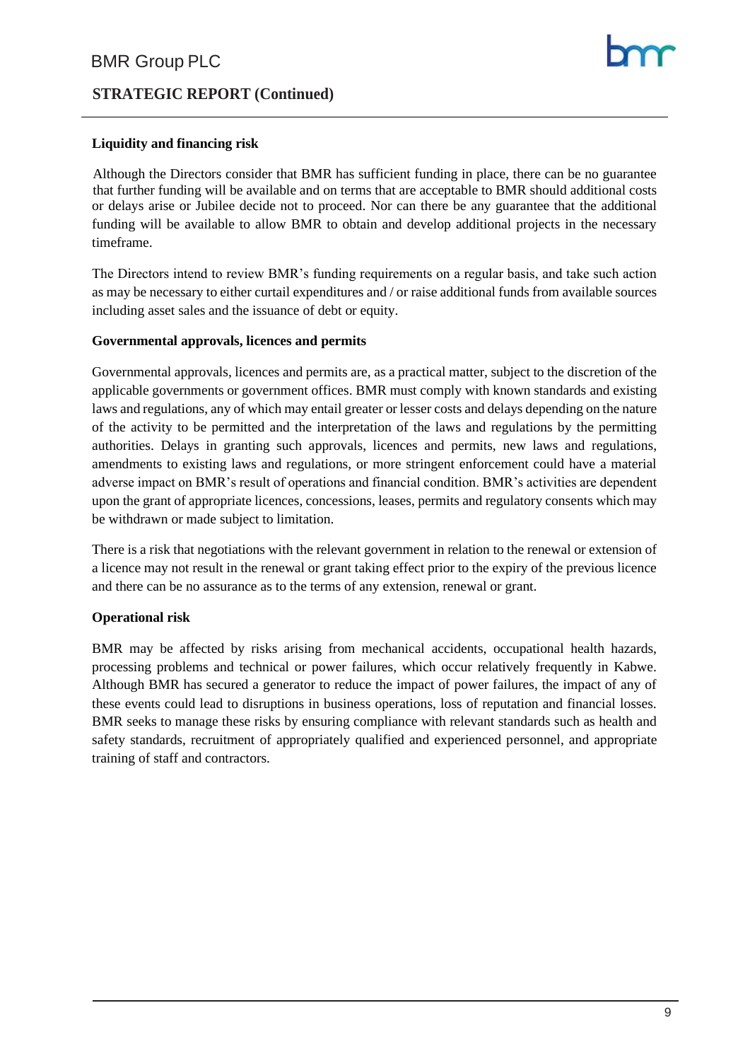## STRATEGIC REPORT (Continued)

**Liquidity and financing risk**

Although the Directors consider that BMR has sufficient funding in place, there can be no guarantee that further funding will be available and on terms that are acceptable to BMR should additional costs or delays arise or Jubilee decide not to proceed. Nor can there be any guarantee that the additional funding will be available to allow BMR to obtain and develop additional projects in the necessary timeframe.

The Directors intend to review BMR's funding requirements on a regular basis, and take such action as may be necessary to either curtail expenditures and / or raise additional funds from available sources including asset sales and the issuance of debt or equity.

**Governmental approvals, licences and permits**

Governmental approvals, licences and permits are, as a practical matter, subject to the discretion of the applicable governments or government offices. BMR must comply with known standards and existing laws and regulations, any of which may entail greater or lesser costs and delays depending on the nature of the activity to be permitted and the interpretation of the laws and regulations by the permitting authorities. Delays in granting such approvals, licences and permits, new laws and regulations, amendments to existing laws and regulations, or more stringent enforcement could have a material adverse impact on BMR's result of operations and financial condition. BMR's activities are dependent upon the grant of appropriate licences, concessions, leases, permits and regulatory consents which may be withdrawn or made subject to limitation.

There is a risk that negotiations with the relevant government in relation to the renewal or extension of a licence may not result in the renewal or grant taking effect prior to the expiry of the previous licence and there can be no assurance as to the terms of any extension, renewal or grant.

**Operational risk**

BMR may be affected by risks arising from mechanical accidents, occupational health hazards, processing problems and technical or power failures, which occur relatively frequently in Kabwe. Although BMR has secured a generator to reduce the impact of power failures, the impact of any of these events could lead to disruptions in business operations, loss of reputation and financial losses. BMR seeks to manage these risks by ensuring compliance with relevant standards such as health and safety standards, recruitment of appropriately qualified and experienced personnel, and appropriate training of staff and contractors.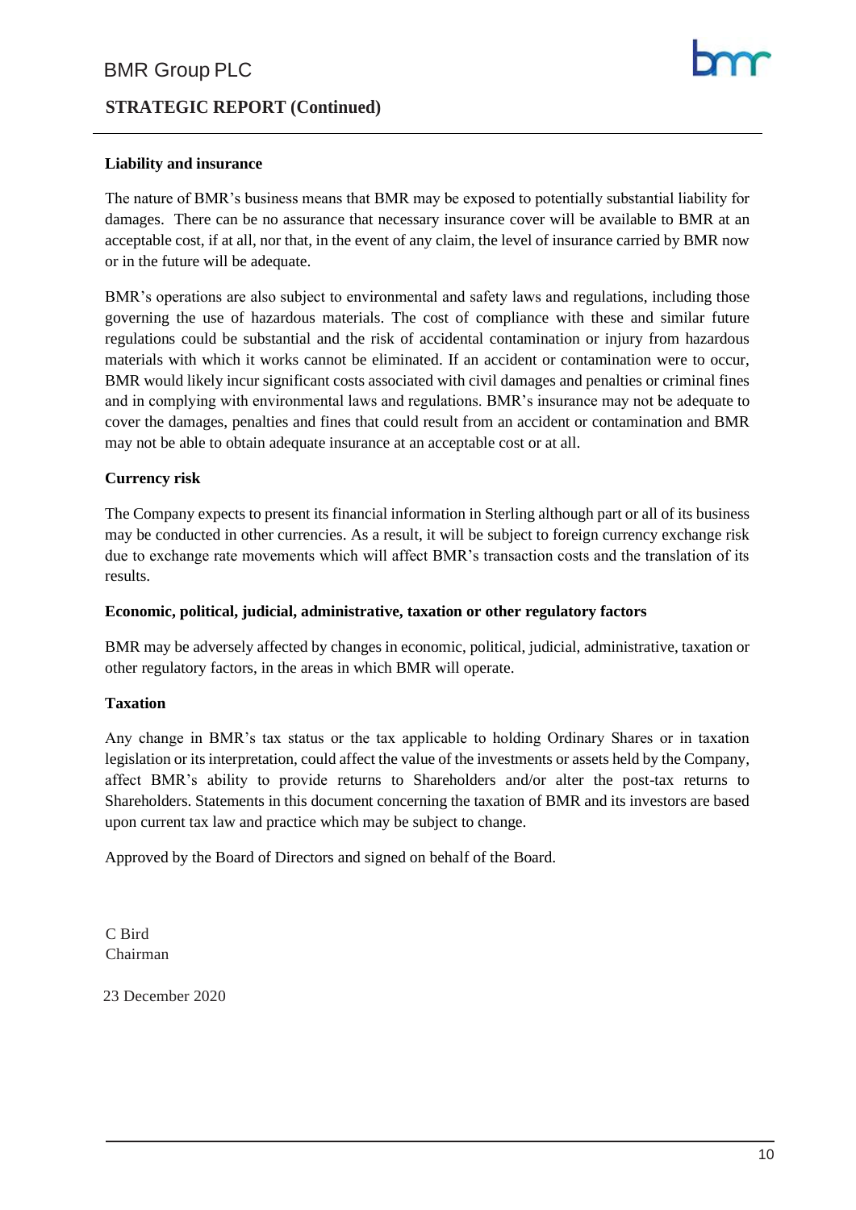**Liability and insurance**

The nature of BMR's business means that BMR may be exposed to potentially substantial liability for damages. There can be no assurance that necessary insurance cover will be available to BMR at an acceptable cost, if at all, nor that, in the event of any claim, the level of insurance carried by BMR now or in the future will be adequate.

BMR's operations are also subject to environmental and safety laws and regulations, including those governing the use of hazardous materials. The cost of compliance with these and similar future regulations could be substantial and the risk of accidental contamination or injury from hazardous materials with which it works cannot be eliminated. If an accident or contamination were to occur, BMR would likely incur significant costs associated with civil damages and penalties or criminal fines and in complying with environmental laws and regulations. BMR's insurance may not be adequate to cover the damages, penalties and fines that could result from an accident or contamination and BMR may not be able to obtain adequate insurance at an acceptable cost or at all.

**Currency risk**

The Company expects to present its financial information in Sterling although part or all of its business may be conducted in other currencies. As a result, it will be subject to foreign currency exchange risk due to exchange rate movements which will affect BMR's transaction costs and the translation of its results.

**Economic, political, judicial, administrative, taxation or other regulatory factors**

BMR may be adversely affected by changes in economic, political, judicial, administrative, taxation or other regulatory factors, in the areas in which BMR will operate.

**Taxation**

Any change in BMR's tax status or the tax applicable to holding Ordinary Shares or in taxation legislation or its interpretation, could affect the value of the investments or assets held by the Company, affect BMR's ability to provide returns to Shareholders and/or alter the post-tax returns to Shareholders. Statements in this document concerning the taxation of BMR and its investors are based upon current tax law and practice which may be subject to change.

Approved by the Board of Directors and signed on behalf of the Board.

C Bird
Chairman

23 December 2020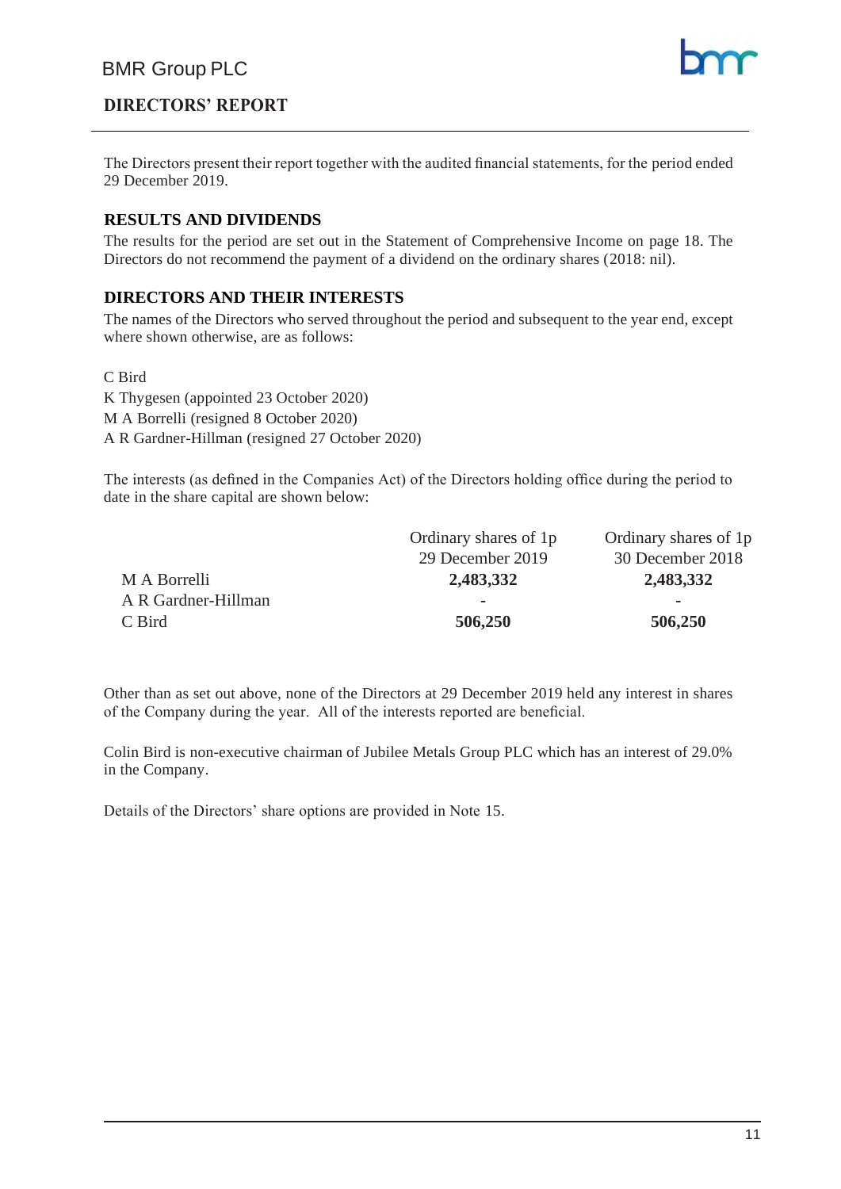# DIRECTORS' REPORT

The Directors present their report together with the audited financial statements, for the period ended 29 December 2019.

## RESULTS AND DIVIDENDS

The results for the period are set out in the Statement of Comprehensive Income on page 18. The Directors do not recommend the payment of a dividend on the ordinary shares (2018: nil).

## DIRECTORS AND THEIR INTERESTS

The names of the Directors who served throughout the period and subsequent to the year end, except where shown otherwise, are as follows:

C Bird
K Thygesen (appointed 23 October 2020)
M A Borrelli (resigned 8 October 2020)
A R Gardner-Hillman (resigned 27 October 2020)

The interests (as defined in the Companies Act) of the Directors holding office during the period to date in the share capital are shown below:

| | Ordinary shares of 1p 29 December 2019 | Ordinary shares of 1p 30 December 2018 |
|---|---|---|
| M A Borrelli | **2,483,332** | **2,483,332** |
| A R Gardner-Hillman | - | - |
| C Bird | **506,250** | **506,250** |

Other than as set out above, none of the Directors at 29 December 2019 held any interest in shares of the Company during the year. All of the interests reported are beneficial.

Colin Bird is non-executive chairman of Jubilee Metals Group PLC which has an interest of 29.0% in the Company.

Details of the Directors' share options are provided in Note 15.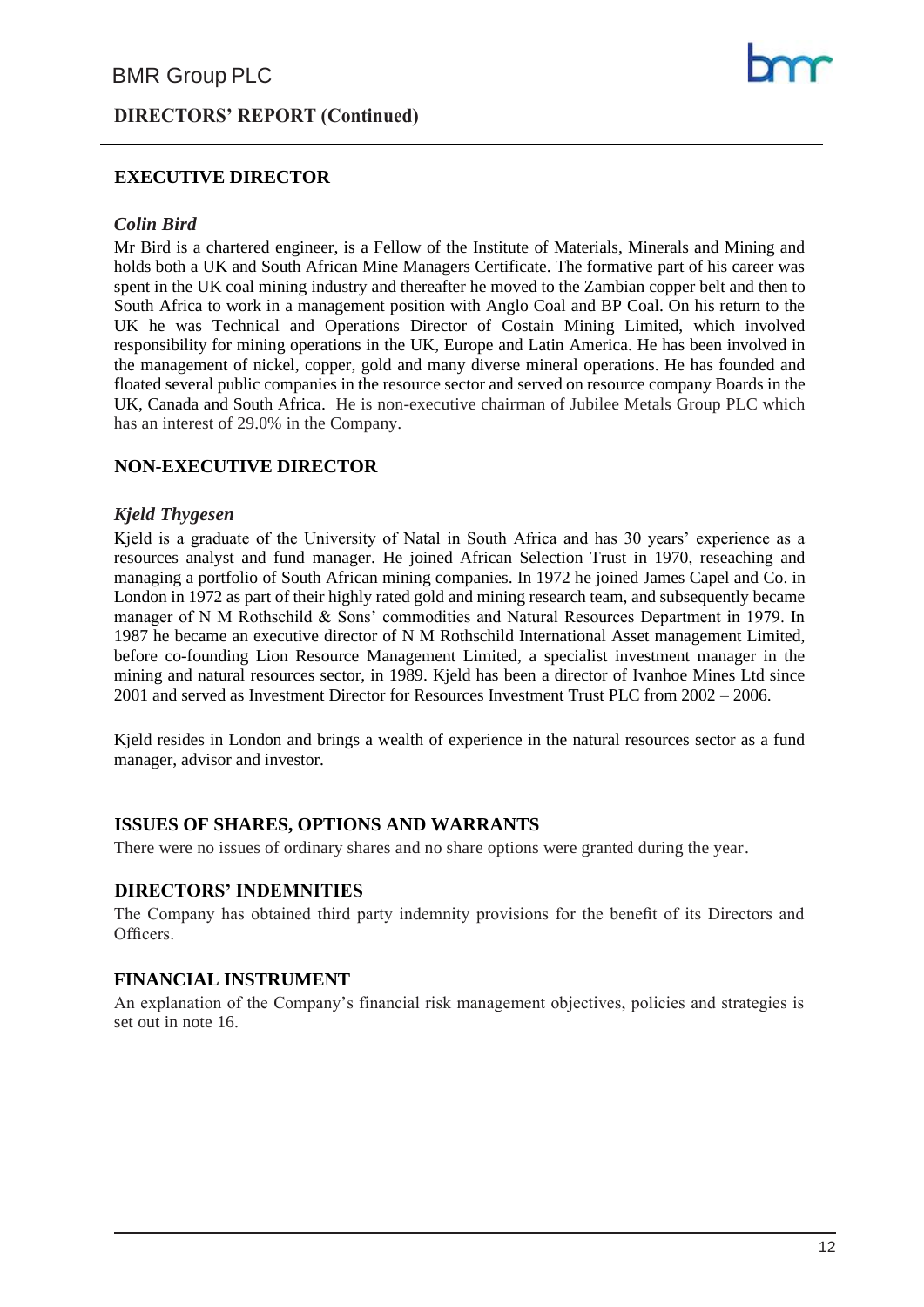## EXECUTIVE DIRECTOR

### *Colin Bird*

Mr Bird is a chartered engineer, is a Fellow of the Institute of Materials, Minerals and Mining and holds both a UK and South African Mine Managers Certificate. The formative part of his career was spent in the UK coal mining industry and thereafter he moved to the Zambian copper belt and then to South Africa to work in a management position with Anglo Coal and BP Coal. On his return to the UK he was Technical and Operations Director of Costain Mining Limited, which involved responsibility for mining operations in the UK, Europe and Latin America. He has been involved in the management of nickel, copper, gold and many diverse mineral operations. He has founded and floated several public companies in the resource sector and served on resource company Boards in the UK, Canada and South Africa. He is non-executive chairman of Jubilee Metals Group PLC which has an interest of 29.0% in the Company.

## NON-EXECUTIVE DIRECTOR

### *Kjeld Thygesen*

Kjeld is a graduate of the University of Natal in South Africa and has 30 years' experience as a resources analyst and fund manager. He joined African Selection Trust in 1970, reseaching and managing a portfolio of South African mining companies. In 1972 he joined James Capel and Co. in London in 1972 as part of their highly rated gold and mining research team, and subsequently became manager of N M Rothschild & Sons' commodities and Natural Resources Department in 1979. In 1987 he became an executive director of N M Rothschild International Asset management Limited, before co-founding Lion Resource Management Limited, a specialist investment manager in the mining and natural resources sector, in 1989. Kjeld has been a director of Ivanhoe Mines Ltd since 2001 and served as Investment Director for Resources Investment Trust PLC from 2002 – 2006.

Kjeld resides in London and brings a wealth of experience in the natural resources sector as a fund manager, advisor and investor.

## ISSUES OF SHARES, OPTIONS AND WARRANTS

There were no issues of ordinary shares and no share options were granted during the year.

## DIRECTORS' INDEMNITIES

The Company has obtained third party indemnity provisions for the benefit of its Directors and Officers.

## FINANCIAL INSTRUMENT

An explanation of the Company's financial risk management objectives, policies and strategies is set out in note 16.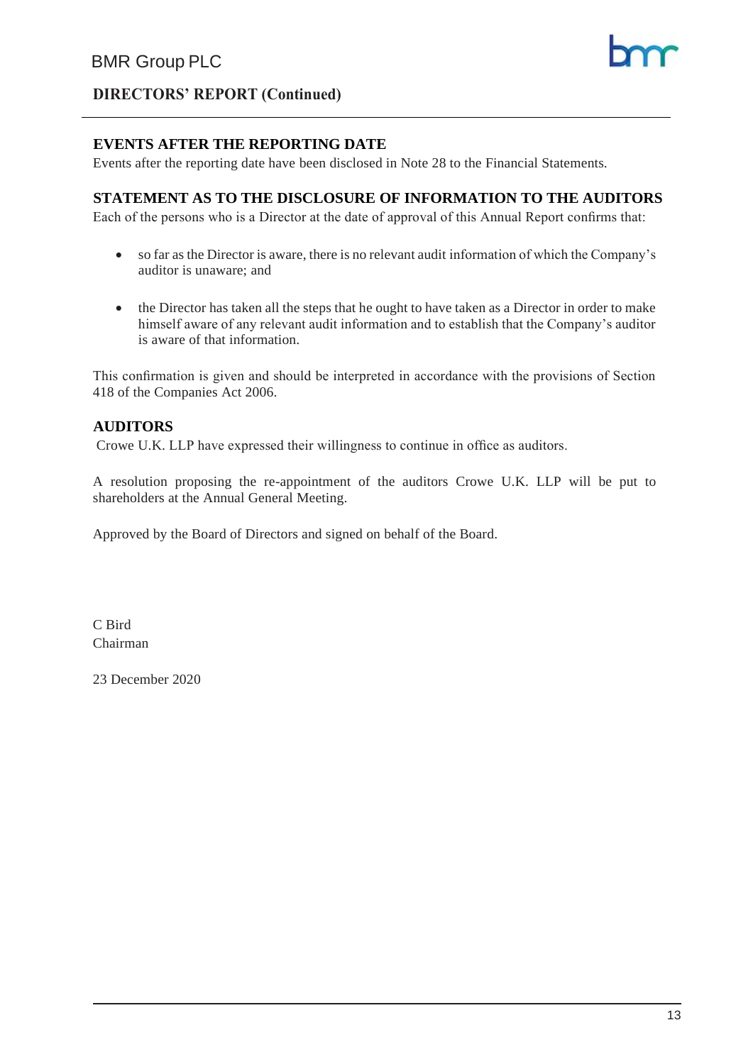## EVENTS AFTER THE REPORTING DATE

Events after the reporting date have been disclosed in Note 28 to the Financial Statements.

## STATEMENT AS TO THE DISCLOSURE OF INFORMATION TO THE AUDITORS

Each of the persons who is a Director at the date of approval of this Annual Report confirms that:

- so far as the Director is aware, there is no relevant audit information of which the Company's auditor is unaware; and
- the Director has taken all the steps that he ought to have taken as a Director in order to make himself aware of any relevant audit information and to establish that the Company's auditor is aware of that information.

This confirmation is given and should be interpreted in accordance with the provisions of Section 418 of the Companies Act 2006.

## AUDITORS

Crowe U.K. LLP have expressed their willingness to continue in office as auditors.

A resolution proposing the re-appointment of the auditors Crowe U.K. LLP will be put to shareholders at the Annual General Meeting.

Approved by the Board of Directors and signed on behalf of the Board.

C Bird
Chairman

23 December 2020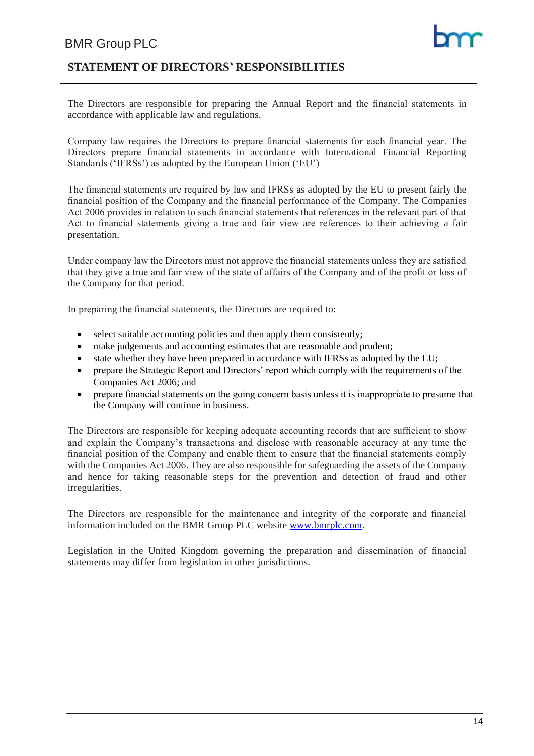## STATEMENT OF DIRECTORS' RESPONSIBILITIES

The Directors are responsible for preparing the Annual Report and the financial statements in accordance with applicable law and regulations.

Company law requires the Directors to prepare financial statements for each financial year. The Directors prepare financial statements in accordance with International Financial Reporting Standards ('IFRSs') as adopted by the European Union ('EU')

The financial statements are required by law and IFRSs as adopted by the EU to present fairly the financial position of the Company and the financial performance of the Company. The Companies Act 2006 provides in relation to such financial statements that references in the relevant part of that Act to financial statements giving a true and fair view are references to their achieving a fair presentation.

Under company law the Directors must not approve the financial statements unless they are satisfied that they give a true and fair view of the state of affairs of the Company and of the profit or loss of the Company for that period.

In preparing the financial statements, the Directors are required to:

- select suitable accounting policies and then apply them consistently;
- make judgements and accounting estimates that are reasonable and prudent;
- state whether they have been prepared in accordance with IFRSs as adopted by the EU;
- prepare the Strategic Report and Directors' report which comply with the requirements of the Companies Act 2006; and
- prepare financial statements on the going concern basis unless it is inappropriate to presume that the Company will continue in business.

The Directors are responsible for keeping adequate accounting records that are sufficient to show and explain the Company's transactions and disclose with reasonable accuracy at any time the financial position of the Company and enable them to ensure that the financial statements comply with the Companies Act 2006. They are also responsible for safeguarding the assets of the Company and hence for taking reasonable steps for the prevention and detection of fraud and other irregularities.

The Directors are responsible for the maintenance and integrity of the corporate and financial information included on the BMR Group PLC website www.bmrplc.com.

Legislation in the United Kingdom governing the preparation and dissemination of financial statements may differ from legislation in other jurisdictions.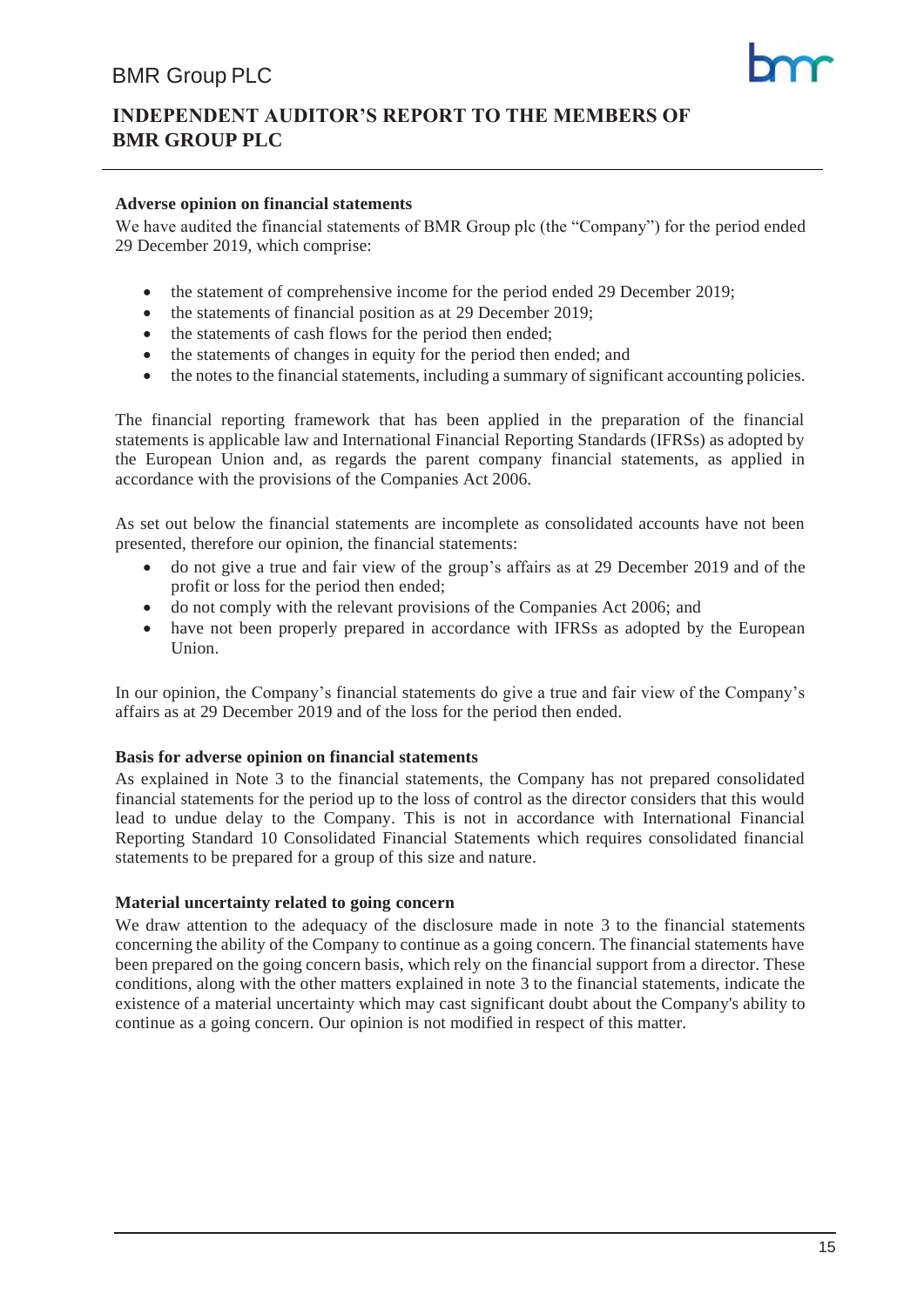# INDEPENDENT AUDITOR'S REPORT TO THE MEMBERS OF BMR GROUP PLC

**Adverse opinion on financial statements**

We have audited the financial statements of BMR Group plc (the "Company") for the period ended 29 December 2019, which comprise:

- the statement of comprehensive income for the period ended 29 December 2019;
- the statements of financial position as at 29 December 2019;
- the statements of cash flows for the period then ended;
- the statements of changes in equity for the period then ended; and
- the notes to the financial statements, including a summary of significant accounting policies.

The financial reporting framework that has been applied in the preparation of the financial statements is applicable law and International Financial Reporting Standards (IFRSs) as adopted by the European Union and, as regards the parent company financial statements, as applied in accordance with the provisions of the Companies Act 2006.

As set out below the financial statements are incomplete as consolidated accounts have not been presented, therefore our opinion, the financial statements:

- do not give a true and fair view of the group's affairs as at 29 December 2019 and of the profit or loss for the period then ended;
- do not comply with the relevant provisions of the Companies Act 2006; and
- have not been properly prepared in accordance with IFRSs as adopted by the European Union.

In our opinion, the Company's financial statements do give a true and fair view of the Company's affairs as at 29 December 2019 and of the loss for the period then ended.

**Basis for adverse opinion on financial statements**

As explained in Note 3 to the financial statements, the Company has not prepared consolidated financial statements for the period up to the loss of control as the director considers that this would lead to undue delay to the Company. This is not in accordance with International Financial Reporting Standard 10 Consolidated Financial Statements which requires consolidated financial statements to be prepared for a group of this size and nature.

**Material uncertainty related to going concern**

We draw attention to the adequacy of the disclosure made in note 3 to the financial statements concerning the ability of the Company to continue as a going concern. The financial statements have been prepared on the going concern basis, which rely on the financial support from a director. These conditions, along with the other matters explained in note 3 to the financial statements, indicate the existence of a material uncertainty which may cast significant doubt about the Company's ability to continue as a going concern. Our opinion is not modified in respect of this matter.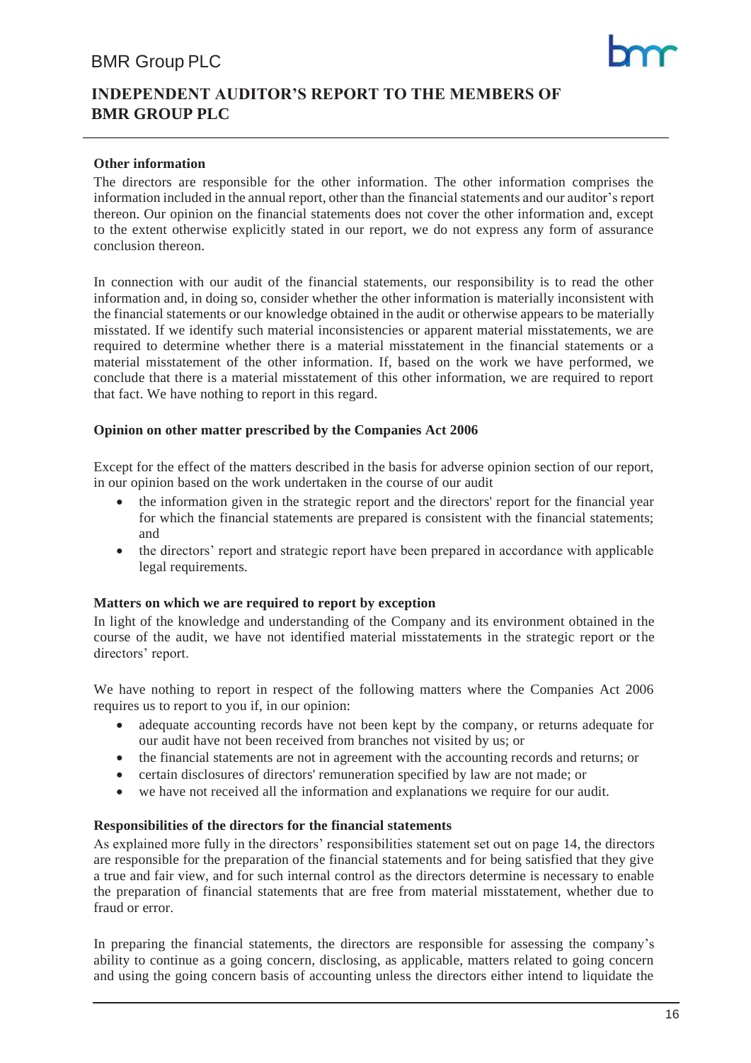## INDEPENDENT AUDITOR'S REPORT TO THE MEMBERS OF BMR GROUP PLC

**Other information**

The directors are responsible for the other information. The other information comprises the information included in the annual report, other than the financial statements and our auditor's report thereon. Our opinion on the financial statements does not cover the other information and, except to the extent otherwise explicitly stated in our report, we do not express any form of assurance conclusion thereon.

In connection with our audit of the financial statements, our responsibility is to read the other information and, in doing so, consider whether the other information is materially inconsistent with the financial statements or our knowledge obtained in the audit or otherwise appears to be materially misstated. If we identify such material inconsistencies or apparent material misstatements, we are required to determine whether there is a material misstatement in the financial statements or a material misstatement of the other information. If, based on the work we have performed, we conclude that there is a material misstatement of this other information, we are required to report that fact. We have nothing to report in this regard.

**Opinion on other matter prescribed by the Companies Act 2006**

Except for the effect of the matters described in the basis for adverse opinion section of our report, in our opinion based on the work undertaken in the course of our audit

- the information given in the strategic report and the directors' report for the financial year for which the financial statements are prepared is consistent with the financial statements; and
- the directors' report and strategic report have been prepared in accordance with applicable legal requirements.

**Matters on which we are required to report by exception**

In light of the knowledge and understanding of the Company and its environment obtained in the course of the audit, we have not identified material misstatements in the strategic report or the directors' report.

We have nothing to report in respect of the following matters where the Companies Act 2006 requires us to report to you if, in our opinion:

- adequate accounting records have not been kept by the company, or returns adequate for our audit have not been received from branches not visited by us; or
- the financial statements are not in agreement with the accounting records and returns; or
- certain disclosures of directors' remuneration specified by law are not made; or
- we have not received all the information and explanations we require for our audit.

**Responsibilities of the directors for the financial statements**

As explained more fully in the directors' responsibilities statement set out on page 14, the directors are responsible for the preparation of the financial statements and for being satisfied that they give a true and fair view, and for such internal control as the directors determine is necessary to enable the preparation of financial statements that are free from material misstatement, whether due to fraud or error.

In preparing the financial statements, the directors are responsible for assessing the company's ability to continue as a going concern, disclosing, as applicable, matters related to going concern and using the going concern basis of accounting unless the directors either intend to liquidate the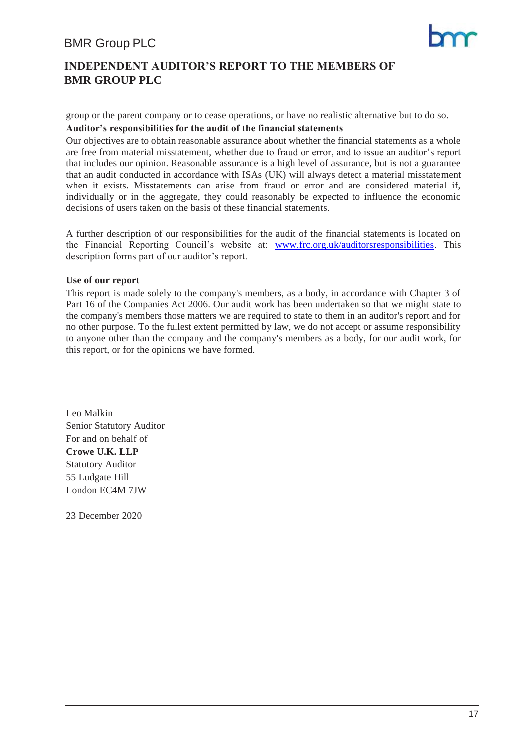group or the parent company or to cease operations, or have no realistic alternative but to do so.

**Auditor's responsibilities for the audit of the financial statements**

Our objectives are to obtain reasonable assurance about whether the financial statements as a whole are free from material misstatement, whether due to fraud or error, and to issue an auditor's report that includes our opinion. Reasonable assurance is a high level of assurance, but is not a guarantee that an audit conducted in accordance with ISAs (UK) will always detect a material misstatement when it exists. Misstatements can arise from fraud or error and are considered material if, individually or in the aggregate, they could reasonably be expected to influence the economic decisions of users taken on the basis of these financial statements.

A further description of our responsibilities for the audit of the financial statements is located on the Financial Reporting Council's website at: [www.frc.org.uk/auditorsresponsibilities](http://www.frc.org.uk/auditorsresponsibilities). This description forms part of our auditor's report.

**Use of our report**

This report is made solely to the company's members, as a body, in accordance with Chapter 3 of Part 16 of the Companies Act 2006. Our audit work has been undertaken so that we might state to the company's members those matters we are required to state to them in an auditor's report and for no other purpose. To the fullest extent permitted by law, we do not accept or assume responsibility to anyone other than the company and the company's members as a body, for our audit work, for this report, or for the opinions we have formed.

Leo Malkin
Senior Statutory Auditor
For and on behalf of
**Crowe U.K. LLP**
Statutory Auditor
55 Ludgate Hill
London EC4M 7JW

23 December 2020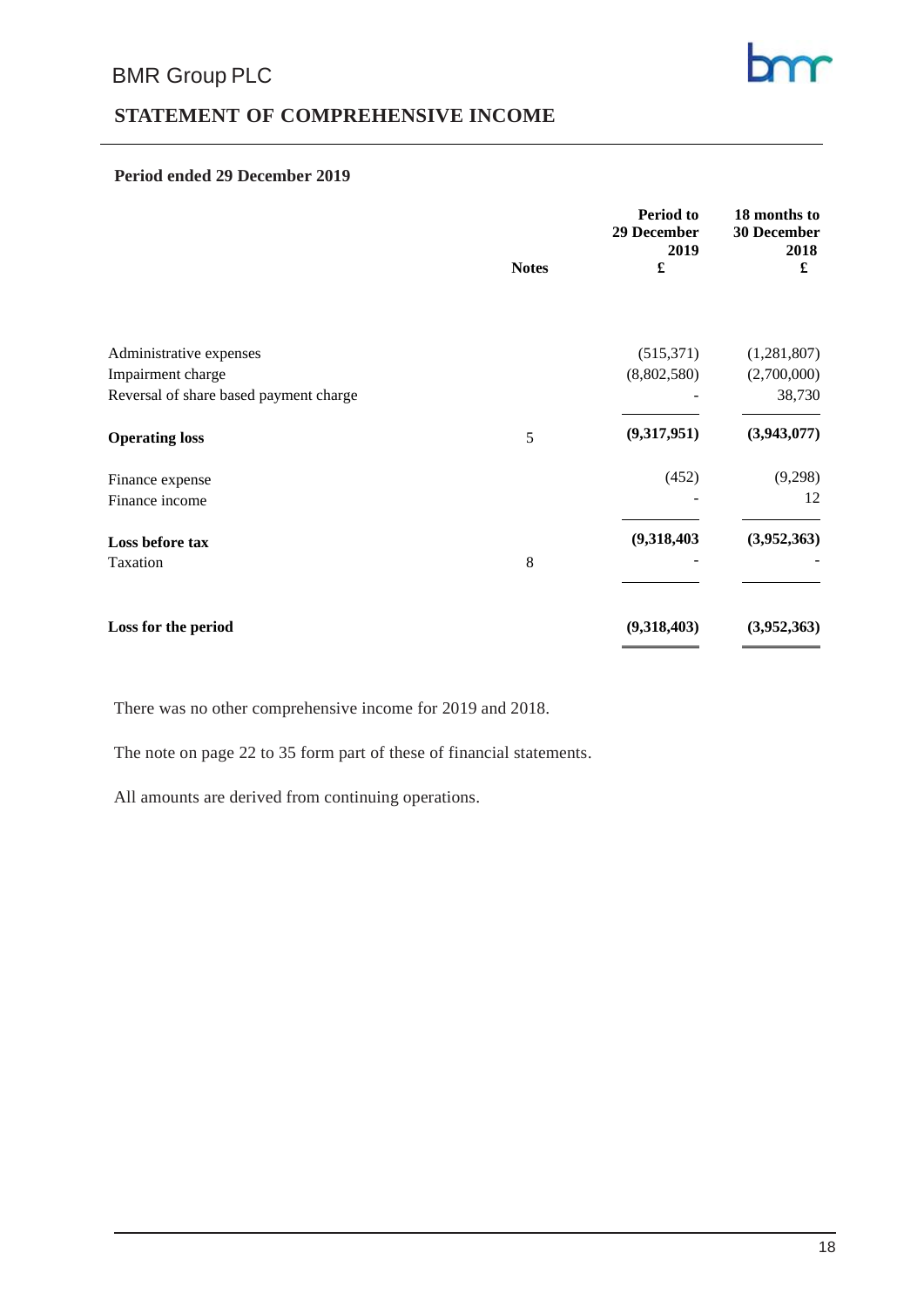BMR Group PLC

# STATEMENT OF COMPREHENSIVE INCOME

**Period ended 29 December 2019**

| | Notes | Period to 29 December 2019 £ | 18 months to 30 December 2018 £ |
|---|---|---|---|
| Administrative expenses | | (515,371) | (1,281,807) |
| Impairment charge | | (8,802,580) | (2,700,000) |
| Reversal of share based payment charge | | - | 38,730 |
| **Operating loss** | 5 | **(9,317,951)** | **(3,943,077)** |
| Finance expense | | (452) | (9,298) |
| Finance income | | - | 12 |
| **Loss before tax** | | **(9,318,403** | **(3,952,363)** |
| Taxation | 8 | - | - |
| **Loss for the period** | | **(9,318,403)** | **(3,952,363)** |

There was no other comprehensive income for 2019 and 2018.

The note on page 22 to 35 form part of these of financial statements.

All amounts are derived from continuing operations.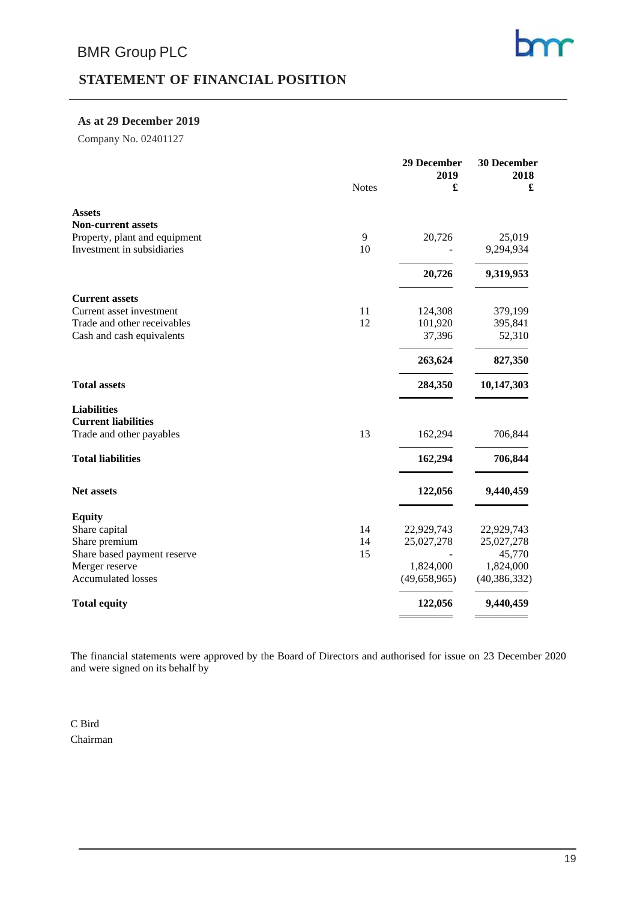# BMR Group PLC

## STATEMENT OF FINANCIAL POSITION

### As at 29 December 2019

Company No. 02401127

| | Notes | 29 December 2019 £ | 30 December 2018 £ |
|---|---|---|---|
| **Assets** | | | |
| **Non-current assets** | | | |
| Property, plant and equipment | 9 | 20,726 | 25,019 |
| Investment in subsidiaries | 10 | - | 9,294,934 |
| | | **20,726** | **9,319,953** |
| **Current assets** | | | |
| Current asset investment | 11 | 124,308 | 379,199 |
| Trade and other receivables | 12 | 101,920 | 395,841 |
| Cash and cash equivalents | | 37,396 | 52,310 |
| | | **263,624** | **827,350** |
| **Total assets** | | **284,350** | **10,147,303** |
| **Liabilities** | | | |
| **Current liabilities** | | | |
| Trade and other payables | 13 | 162,294 | 706,844 |
| **Total liabilities** | | **162,294** | **706,844** |
| **Net assets** | | **122,056** | **9,440,459** |
| **Equity** | | | |
| Share capital | 14 | 22,929,743 | 22,929,743 |
| Share premium | 14 | 25,027,278 | 25,027,278 |
| Share based payment reserve | 15 | - | 45,770 |
| Merger reserve | | 1,824,000 | 1,824,000 |
| Accumulated losses | | (49,658,965) | (40,386,332) |
| **Total equity** | | **122,056** | **9,440,459** |

The financial statements were approved by the Board of Directors and authorised for issue on 23 December 2020 and were signed on its behalf by

C Bird
Chairman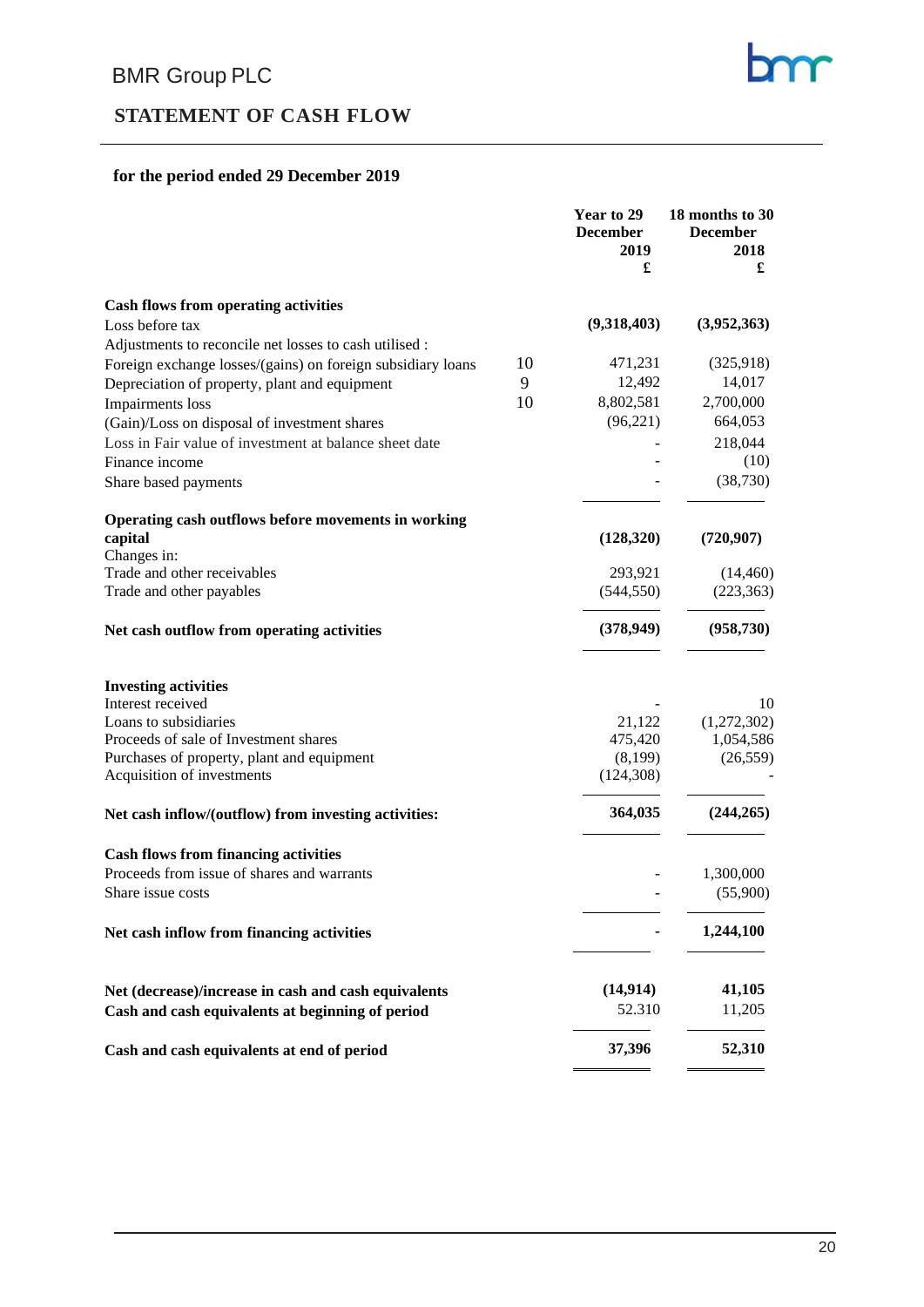BMR Group PLC

# STATEMENT OF CASH FLOW

**for the period ended 29 December 2019**

| | | Year to 29 December 2019 £ | 18 months to 30 December 2018 £ |
|---|---|---|---|
| **Cash flows from operating activities** | | | |
| Loss before tax | | **(9,318,403)** | **(3,952,363)** |
| Adjustments to reconcile net losses to cash utilised : | | | |
| Foreign exchange losses/(gains) on foreign subsidiary loans | 10 | 471,231 | (325,918) |
| Depreciation of property, plant and equipment | 9 | 12,492 | 14,017 |
| Impairments loss | 10 | 8,802,581 | 2,700,000 |
| (Gain)/Loss on disposal of investment shares | | (96,221) | 664,053 |
| Loss in Fair value of investment at balance sheet date | | - | 218,044 |
| Finance income | | - | (10) |
| Share based payments | | - | (38,730) |
| **Operating cash outflows before movements in working capital** | | **(128,320)** | **(720,907)** |
| Changes in: | | | |
| Trade and other receivables | | 293,921 | (14,460) |
| Trade and other payables | | (544,550) | (223,363) |
| **Net cash outflow from operating activities** | | **(378,949)** | **(958,730)** |
| **Investing activities** | | | |
| Interest received | | - | 10 |
| Loans to subsidiaries | | 21,122 | (1,272,302) |
| Proceeds of sale of Investment shares | | 475,420 | 1,054,586 |
| Purchases of property, plant and equipment | | (8,199) | (26,559) |
| Acquisition of investments | | (124,308) | - |
| **Net cash inflow/(outflow) from investing activities:** | | **364,035** | **(244,265)** |
| **Cash flows from financing activities** | | | |
| Proceeds from issue of shares and warrants | | - | 1,300,000 |
| Share issue costs | | - | (55,900) |
| **Net cash inflow from financing activities** | | **-** | **1,244,100** |
| **Net (decrease)/increase in cash and cash equivalents** | | **(14,914)** | **41,105** |
| **Cash and cash equivalents at beginning of period** | | 52.310 | 11,205 |
| **Cash and cash equivalents at end of period** | | **37,396** | **52,310** |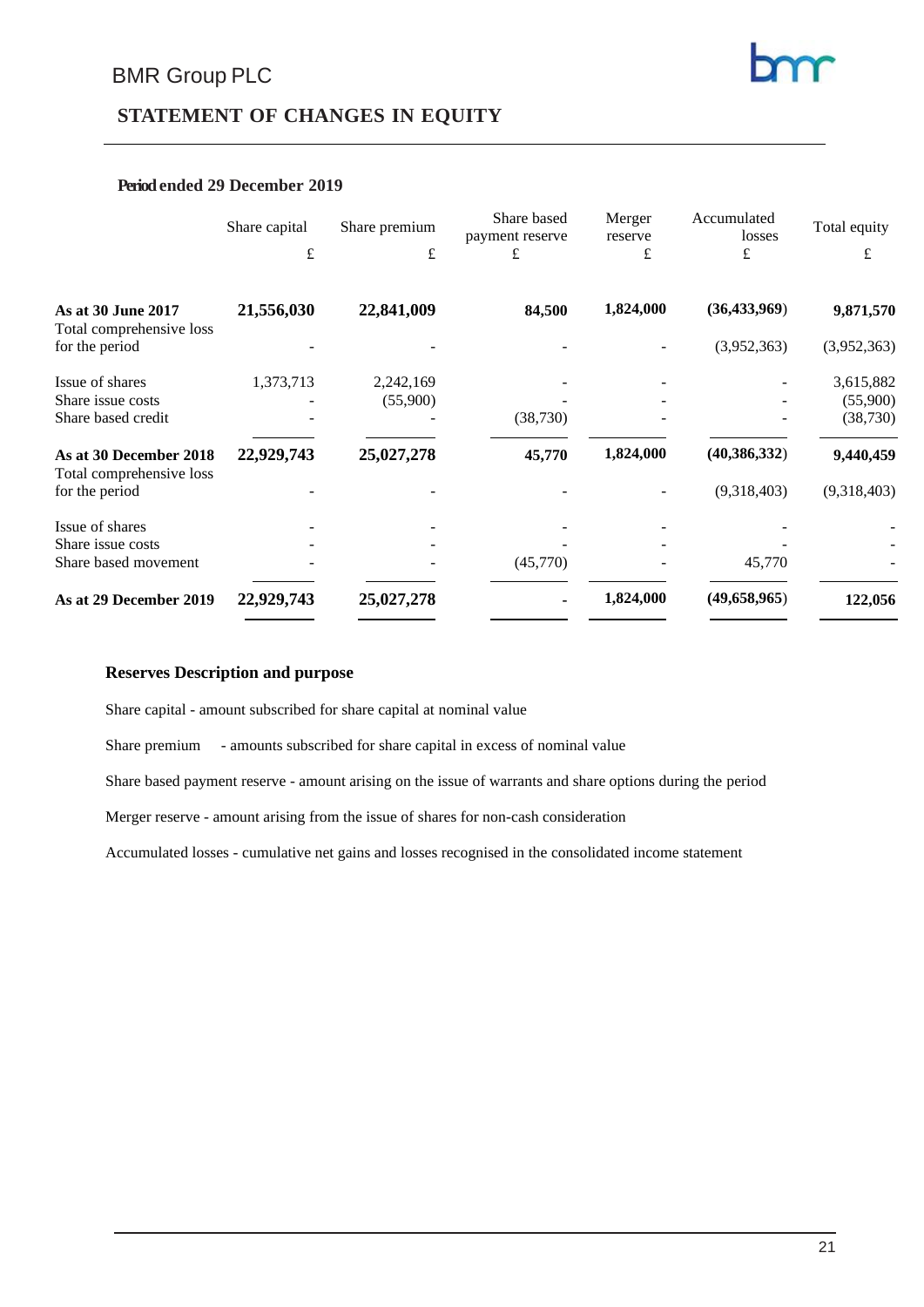BMR Group PLC

## STATEMENT OF CHANGES IN EQUITY

### Period ended 29 December 2019

| | Share capital | Share premium | Share based payment reserve | Merger reserve | Accumulated losses | Total equity |
|---|---|---|---|---|---|---|
| | £ | £ | £ | £ | £ | £ |
| **As at 30 June 2017** | **21,556,030** | **22,841,009** | **84,500** | **1,824,000** | **(36,433,969)** | **9,871,570** |
| Total comprehensive loss for the period | - | - | - | - | (3,952,363) | (3,952,363) |
| Issue of shares | 1,373,713 | 2,242,169 | - | - | - | 3,615,882 |
| Share issue costs | - | (55,900) | - | - | - | (55,900) |
| Share based credit | - | - | (38,730) | - | - | (38,730) |
| **As at 30 December 2018** | **22,929,743** | **25,027,278** | **45,770** | **1,824,000** | **(40,386,332)** | **9,440,459** |
| Total comprehensive loss for the period | - | - | - | - | (9,318,403) | (9,318,403) |
| Issue of shares | - | - | - | - | - | - |
| Share issue costs | - | - | - | - | - | - |
| Share based movement | - | - | (45,770) | - | 45,770 | - |
| **As at 29 December 2019** | **22,929,743** | **25,027,278** | **-** | **1,824,000** | **(49,658,965)** | **122,056** |

### Reserves Description and purpose

Share capital - amount subscribed for share capital at nominal value

Share premium - amounts subscribed for share capital in excess of nominal value

Share based payment reserve - amount arising on the issue of warrants and share options during the period

Merger reserve - amount arising from the issue of shares for non-cash consideration

Accumulated losses - cumulative net gains and losses recognised in the consolidated income statement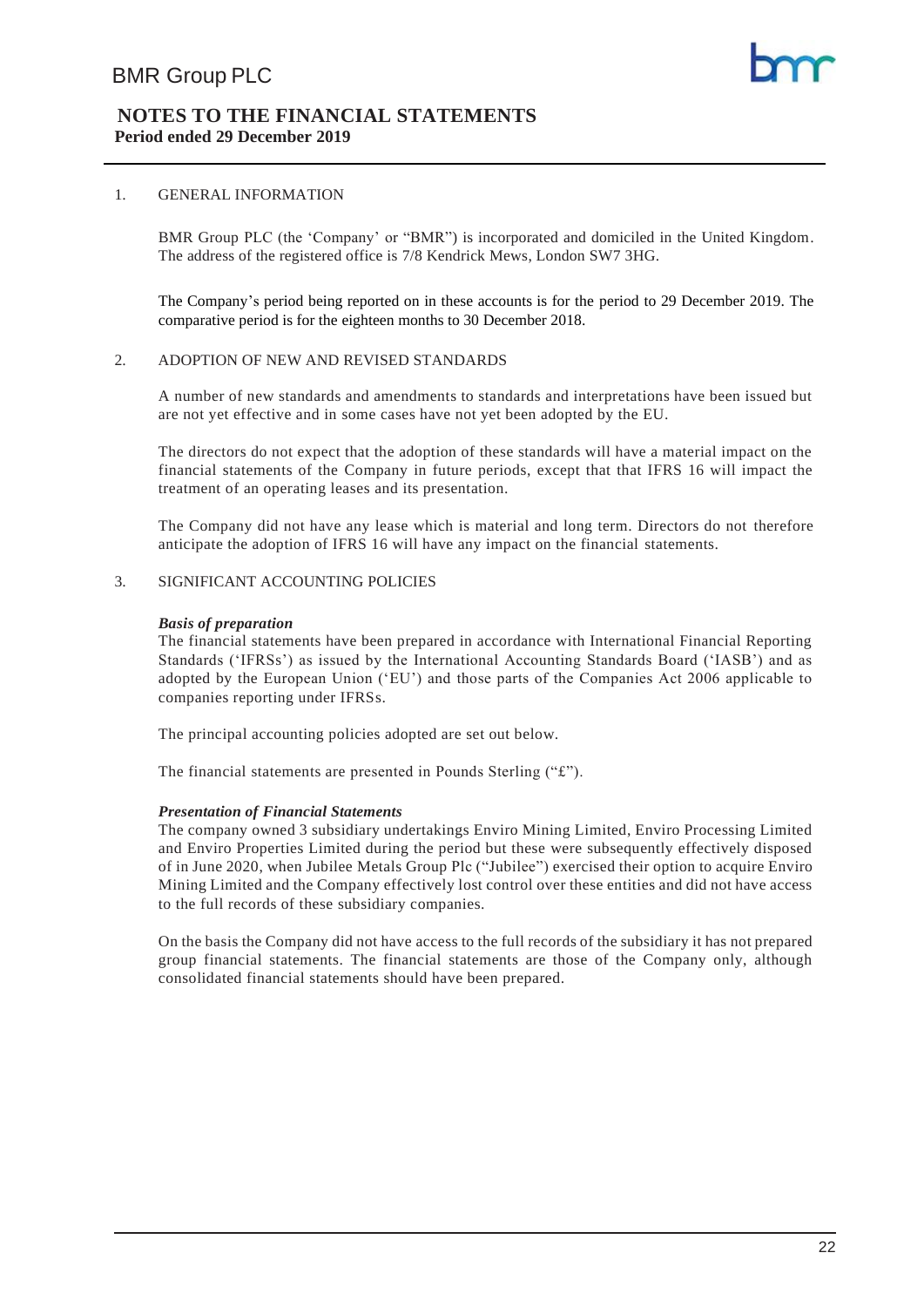# NOTES TO THE FINANCIAL STATEMENTS
**Period ended 29 December 2019**

1. GENERAL INFORMATION

BMR Group PLC (the 'Company' or "BMR") is incorporated and domiciled in the United Kingdom. The address of the registered office is 7/8 Kendrick Mews, London SW7 3HG.

The Company's period being reported on in these accounts is for the period to 29 December 2019. The comparative period is for the eighteen months to 30 December 2018.

2. ADOPTION OF NEW AND REVISED STANDARDS

A number of new standards and amendments to standards and interpretations have been issued but are not yet effective and in some cases have not yet been adopted by the EU.

The directors do not expect that the adoption of these standards will have a material impact on the financial statements of the Company in future periods, except that that IFRS 16 will impact the treatment of an operating leases and its presentation.

The Company did not have any lease which is material and long term. Directors do not therefore anticipate the adoption of IFRS 16 will have any impact on the financial statements.

3. SIGNIFICANT ACCOUNTING POLICIES

***Basis of preparation***

The financial statements have been prepared in accordance with International Financial Reporting Standards ('IFRSs') as issued by the International Accounting Standards Board ('IASB') and as adopted by the European Union ('EU') and those parts of the Companies Act 2006 applicable to companies reporting under IFRSs.

The principal accounting policies adopted are set out below.

The financial statements are presented in Pounds Sterling ("£").

***Presentation of Financial Statements***

The company owned 3 subsidiary undertakings Enviro Mining Limited, Enviro Processing Limited and Enviro Properties Limited during the period but these were subsequently effectively disposed of in June 2020, when Jubilee Metals Group Plc ("Jubilee") exercised their option to acquire Enviro Mining Limited and the Company effectively lost control over these entities and did not have access to the full records of these subsidiary companies.

On the basis the Company did not have access to the full records of the subsidiary it has not prepared group financial statements. The financial statements are those of the Company only, although consolidated financial statements should have been prepared.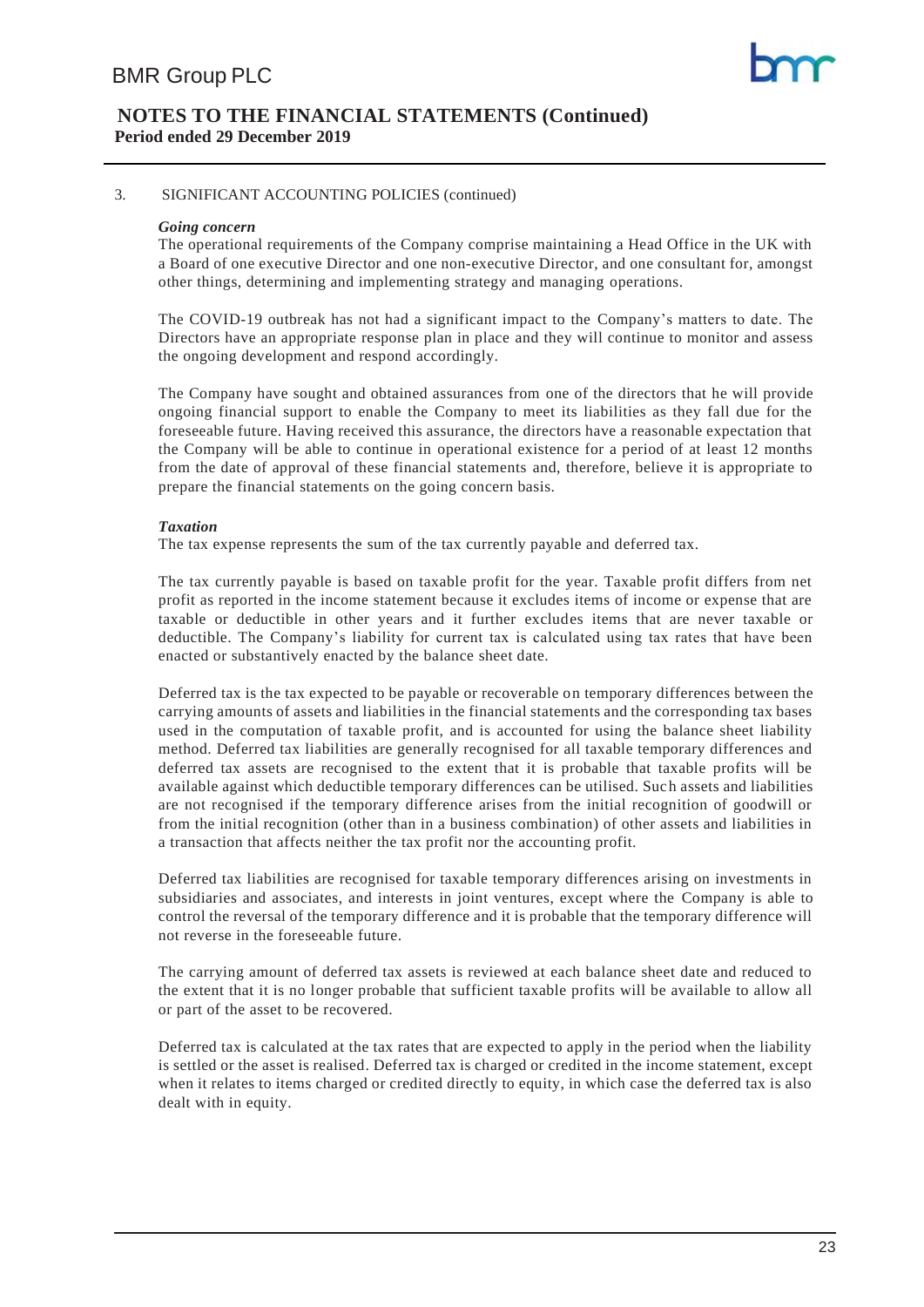## 3. SIGNIFICANT ACCOUNTING POLICIES (continued)

***Going concern***

The operational requirements of the Company comprise maintaining a Head Office in the UK with a Board of one executive Director and one non-executive Director, and one consultant for, amongst other things, determining and implementing strategy and managing operations.

The COVID-19 outbreak has not had a significant impact to the Company's matters to date. The Directors have an appropriate response plan in place and they will continue to monitor and assess the ongoing development and respond accordingly.

The Company have sought and obtained assurances from one of the directors that he will provide ongoing financial support to enable the Company to meet its liabilities as they fall due for the foreseeable future. Having received this assurance, the directors have a reasonable expectation that the Company will be able to continue in operational existence for a period of at least 12 months from the date of approval of these financial statements and, therefore, believe it is appropriate to prepare the financial statements on the going concern basis.

***Taxation***

The tax expense represents the sum of the tax currently payable and deferred tax.

The tax currently payable is based on taxable profit for the year. Taxable profit differs from net profit as reported in the income statement because it excludes items of income or expense that are taxable or deductible in other years and it further excludes items that are never taxable or deductible. The Company's liability for current tax is calculated using tax rates that have been enacted or substantively enacted by the balance sheet date.

Deferred tax is the tax expected to be payable or recoverable on temporary differences between the carrying amounts of assets and liabilities in the financial statements and the corresponding tax bases used in the computation of taxable profit, and is accounted for using the balance sheet liability method. Deferred tax liabilities are generally recognised for all taxable temporary differences and deferred tax assets are recognised to the extent that it is probable that taxable profits will be available against which deductible temporary differences can be utilised. Such assets and liabilities are not recognised if the temporary difference arises from the initial recognition of goodwill or from the initial recognition (other than in a business combination) of other assets and liabilities in a transaction that affects neither the tax profit nor the accounting profit.

Deferred tax liabilities are recognised for taxable temporary differences arising on investments in subsidiaries and associates, and interests in joint ventures, except where the Company is able to control the reversal of the temporary difference and it is probable that the temporary difference will not reverse in the foreseeable future.

The carrying amount of deferred tax assets is reviewed at each balance sheet date and reduced to the extent that it is no longer probable that sufficient taxable profits will be available to allow all or part of the asset to be recovered.

Deferred tax is calculated at the tax rates that are expected to apply in the period when the liability is settled or the asset is realised. Deferred tax is charged or credited in the income statement, except when it relates to items charged or credited directly to equity, in which case the deferred tax is also dealt with in equity.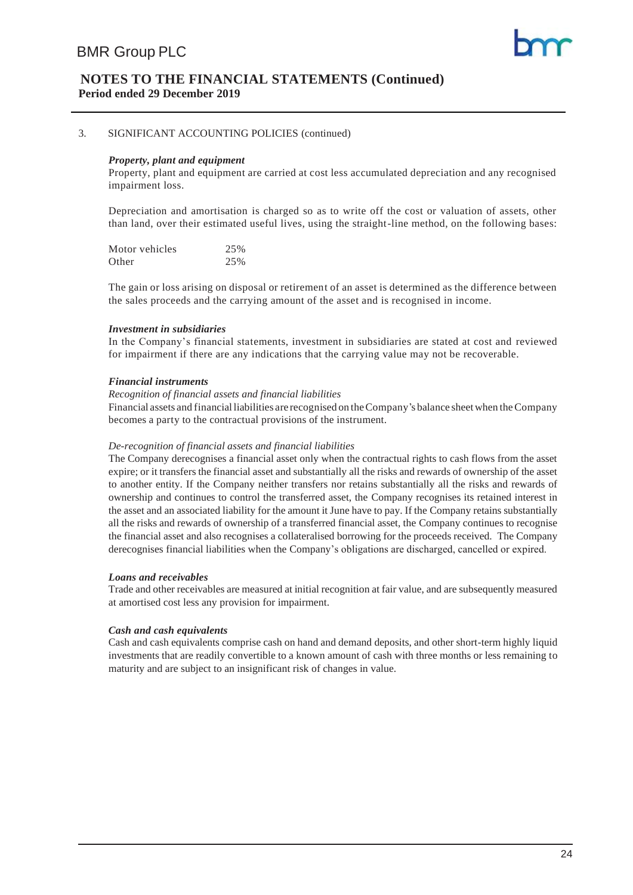3. SIGNIFICANT ACCOUNTING POLICIES (continued)

***Property, plant and equipment***

Property, plant and equipment are carried at cost less accumulated depreciation and any recognised impairment loss.

Depreciation and amortisation is charged so as to write off the cost or valuation of assets, other than land, over their estimated useful lives, using the straight-line method, on the following bases:

| | |
|---|---|
| Motor vehicles | 25% |
| Other | 25% |

The gain or loss arising on disposal or retirement of an asset is determined as the difference between the sales proceeds and the carrying amount of the asset and is recognised in income.

***Investment in subsidiaries***

In the Company's financial statements, investment in subsidiaries are stated at cost and reviewed for impairment if there are any indications that the carrying value may not be recoverable.

***Financial instruments***

*Recognition of financial assets and financial liabilities*

Financial assets and financial liabilities are recognised on the Company's balance sheet when the Company becomes a party to the contractual provisions of the instrument.

*De-recognition of financial assets and financial liabilities*

The Company derecognises a financial asset only when the contractual rights to cash flows from the asset expire; or it transfers the financial asset and substantially all the risks and rewards of ownership of the asset to another entity. If the Company neither transfers nor retains substantially all the risks and rewards of ownership and continues to control the transferred asset, the Company recognises its retained interest in the asset and an associated liability for the amount it June have to pay. If the Company retains substantially all the risks and rewards of ownership of a transferred financial asset, the Company continues to recognise the financial asset and also recognises a collateralised borrowing for the proceeds received. The Company derecognises financial liabilities when the Company's obligations are discharged, cancelled or expired.

***Loans and receivables***

Trade and other receivables are measured at initial recognition at fair value, and are subsequently measured at amortised cost less any provision for impairment.

***Cash and cash equivalents***

Cash and cash equivalents comprise cash on hand and demand deposits, and other short-term highly liquid investments that are readily convertible to a known amount of cash with three months or less remaining to maturity and are subject to an insignificant risk of changes in value.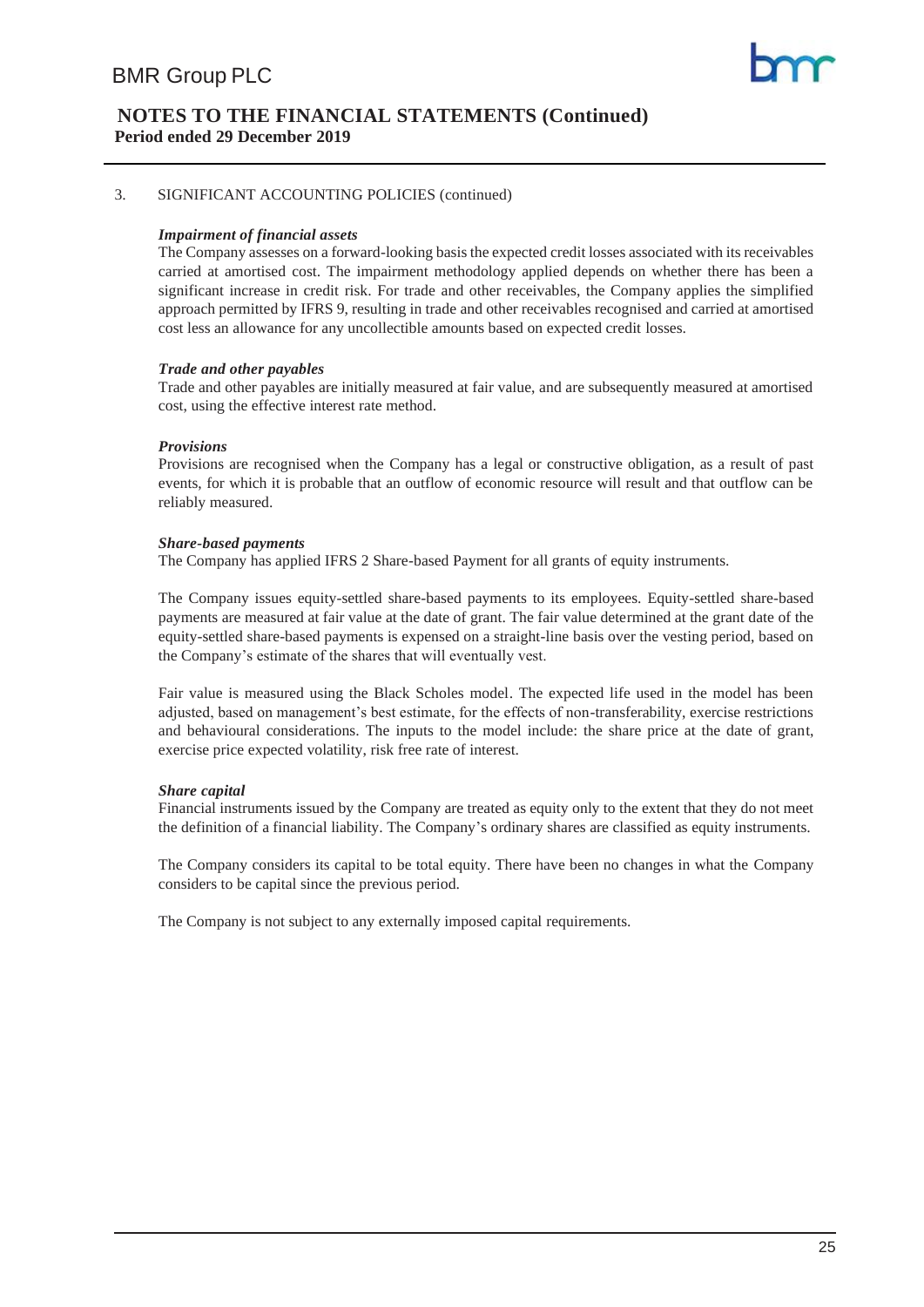3. SIGNIFICANT ACCOUNTING POLICIES (continued)

***Impairment of financial assets***

The Company assesses on a forward-looking basis the expected credit losses associated with its receivables carried at amortised cost. The impairment methodology applied depends on whether there has been a significant increase in credit risk. For trade and other receivables, the Company applies the simplified approach permitted by IFRS 9, resulting in trade and other receivables recognised and carried at amortised cost less an allowance for any uncollectible amounts based on expected credit losses.

***Trade and other payables***

Trade and other payables are initially measured at fair value, and are subsequently measured at amortised cost, using the effective interest rate method.

***Provisions***

Provisions are recognised when the Company has a legal or constructive obligation, as a result of past events, for which it is probable that an outflow of economic resource will result and that outflow can be reliably measured.

***Share-based payments***

The Company has applied IFRS 2 Share-based Payment for all grants of equity instruments.

The Company issues equity-settled share-based payments to its employees. Equity-settled share-based payments are measured at fair value at the date of grant. The fair value determined at the grant date of the equity-settled share-based payments is expensed on a straight-line basis over the vesting period, based on the Company's estimate of the shares that will eventually vest.

Fair value is measured using the Black Scholes model. The expected life used in the model has been adjusted, based on management's best estimate, for the effects of non-transferability, exercise restrictions and behavioural considerations. The inputs to the model include: the share price at the date of grant, exercise price expected volatility, risk free rate of interest.

***Share capital***

Financial instruments issued by the Company are treated as equity only to the extent that they do not meet the definition of a financial liability. The Company's ordinary shares are classified as equity instruments.

The Company considers its capital to be total equity. There have been no changes in what the Company considers to be capital since the previous period.

The Company is not subject to any externally imposed capital requirements.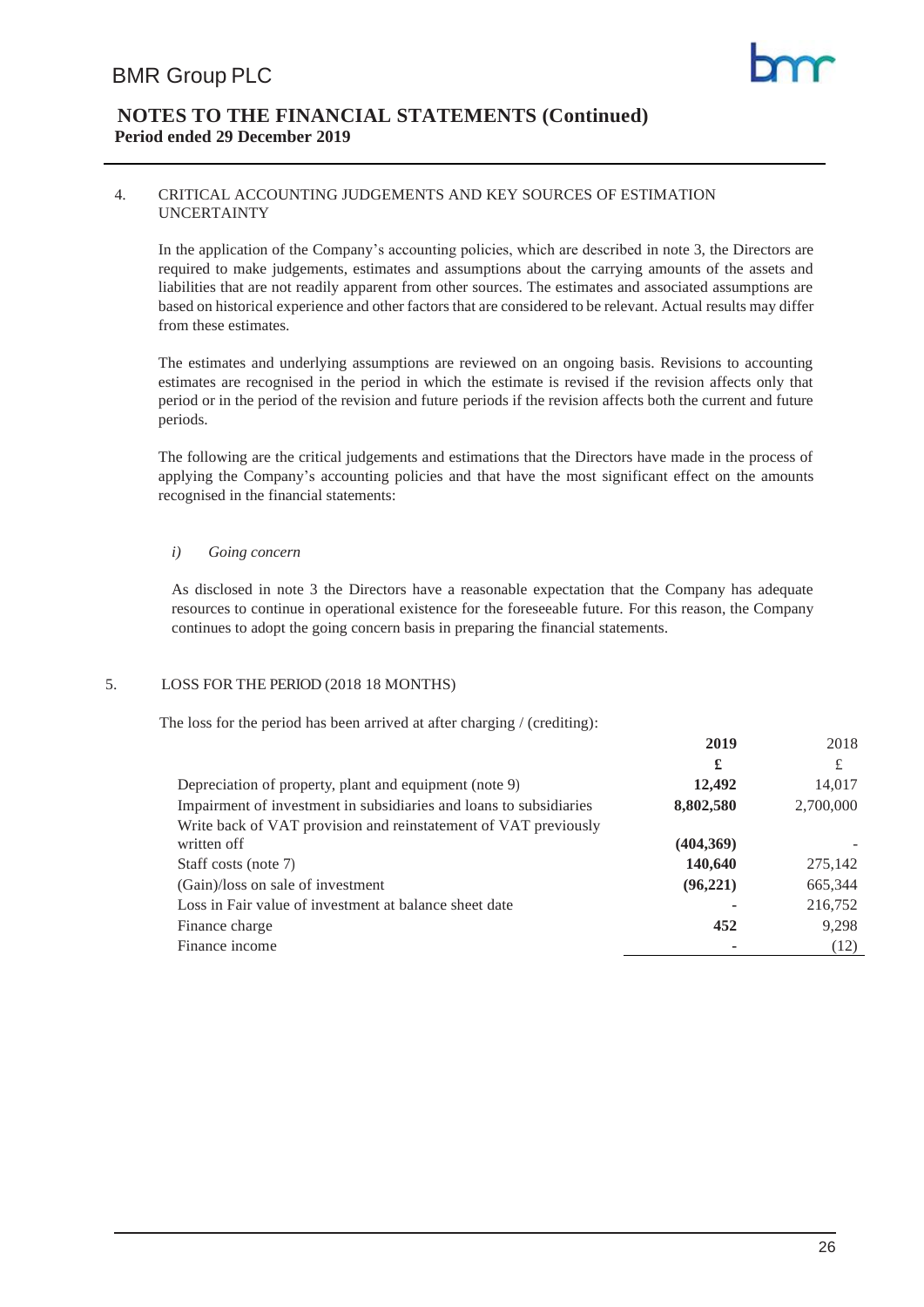# NOTES TO THE FINANCIAL STATEMENTS (Continued)

**Period ended 29 December 2019**

## 4. CRITICAL ACCOUNTING JUDGEMENTS AND KEY SOURCES OF ESTIMATION UNCERTAINTY

In the application of the Company's accounting policies, which are described in note 3, the Directors are required to make judgements, estimates and assumptions about the carrying amounts of the assets and liabilities that are not readily apparent from other sources. The estimates and associated assumptions are based on historical experience and other factors that are considered to be relevant. Actual results may differ from these estimates.

The estimates and underlying assumptions are reviewed on an ongoing basis. Revisions to accounting estimates are recognised in the period in which the estimate is revised if the revision affects only that period or in the period of the revision and future periods if the revision affects both the current and future periods.

The following are the critical judgements and estimations that the Directors have made in the process of applying the Company's accounting policies and that have the most significant effect on the amounts recognised in the financial statements:

*i) Going concern*

As disclosed in note 3 the Directors have a reasonable expectation that the Company has adequate resources to continue in operational existence for the foreseeable future. For this reason, the Company continues to adopt the going concern basis in preparing the financial statements.

## 5. LOSS FOR THE PERIOD (2018 18 MONTHS)

The loss for the period has been arrived at after charging / (crediting):

| | **2019** | 2018 |
|---|---|---|
| | **£** | £ |
| Depreciation of property, plant and equipment (note 9) | **12,492** | 14,017 |
| Impairment of investment in subsidiaries and loans to subsidiaries | **8,802,580** | 2,700,000 |
| Write back of VAT provision and reinstatement of VAT previously written off | **(404,369)** | - |
| Staff costs (note 7) | **140,640** | 275,142 |
| (Gain)/loss on sale of investment | **(96,221)** | 665,344 |
| Loss in Fair value of investment at balance sheet date | **-** | 216,752 |
| Finance charge | **452** | 9,298 |
| Finance income | **-** | (12) |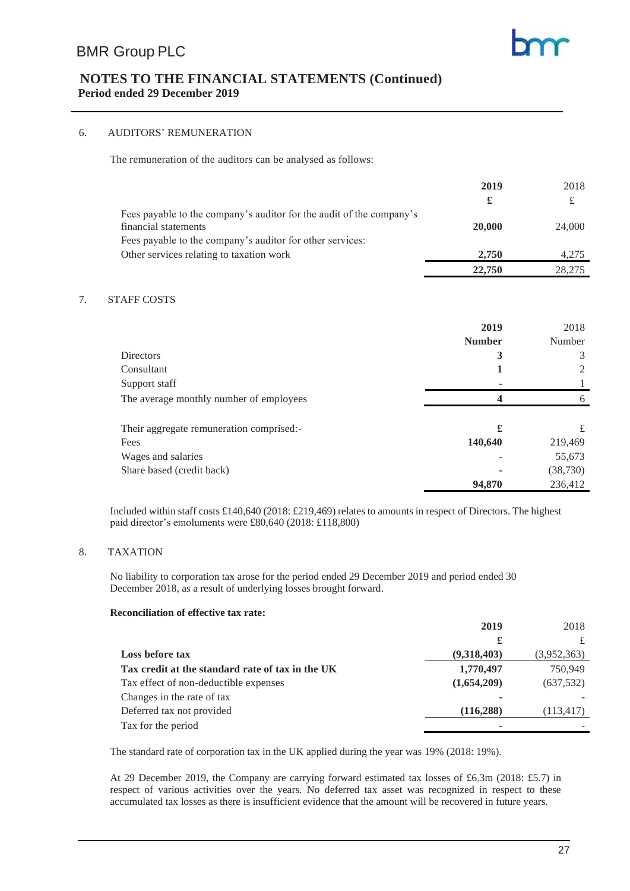## 6. AUDITORS' REMUNERATION

The remuneration of the auditors can be analysed as follows:

| | 2019 | 2018 |
|---|---|---|
| | £ | £ |
| Fees payable to the company's auditor for the audit of the company's financial statements | **20,000** | 24,000 |
| Fees payable to the company's auditor for other services: | | |
| Other services relating to taxation work | **2,750** | 4,275 |
| | **22,750** | 28,275 |

## 7. STAFF COSTS

| | 2019 | 2018 |
|---|---|---|
| | Number | Number |
| Directors | **3** | 3 |
| Consultant | **1** | 2 |
| Support staff | **-** | 1 |
| The average monthly number of employees | **4** | 6 |
| | | |
| Their aggregate remuneration comprised:- | **£** | £ |
| Fees | **140,640** | 219,469 |
| Wages and salaries | **-** | 55,673 |
| Share based (credit back) | **-** | (38,730) |
| | **94,870** | 236,412 |

Included within staff costs £140,640 (2018: £219,469) relates to amounts in respect of Directors. The highest paid director's emoluments were £80,640 (2018: £118,800)

## 8. TAXATION

No liability to corporation tax arose for the period ended 29 December 2019 and period ended 30 December 2018, as a result of underlying losses brought forward.

**Reconciliation of effective tax rate:**

| | 2019 | 2018 |
|---|---|---|
| | £ | £ |
| **Loss before tax** | **(9,318,403)** | (3,952,363) |
| **Tax credit at the standard rate of tax in the UK** | **1,770,497** | 750,949 |
| Tax effect of non-deductible expenses | **(1,654,209)** | (637,532) |
| Changes in the rate of tax | **-** | - |
| Deferred tax not provided | **(116,288)** | (113,417) |
| Tax for the period | **-** | - |

The standard rate of corporation tax in the UK applied during the year was 19% (2018: 19%).

At 29 December 2019, the Company are carrying forward estimated tax losses of £6.3m (2018: £5.7) in respect of various activities over the years. No deferred tax asset was recognized in respect to these accumulated tax losses as there is insufficient evidence that the amount will be recovered in future years.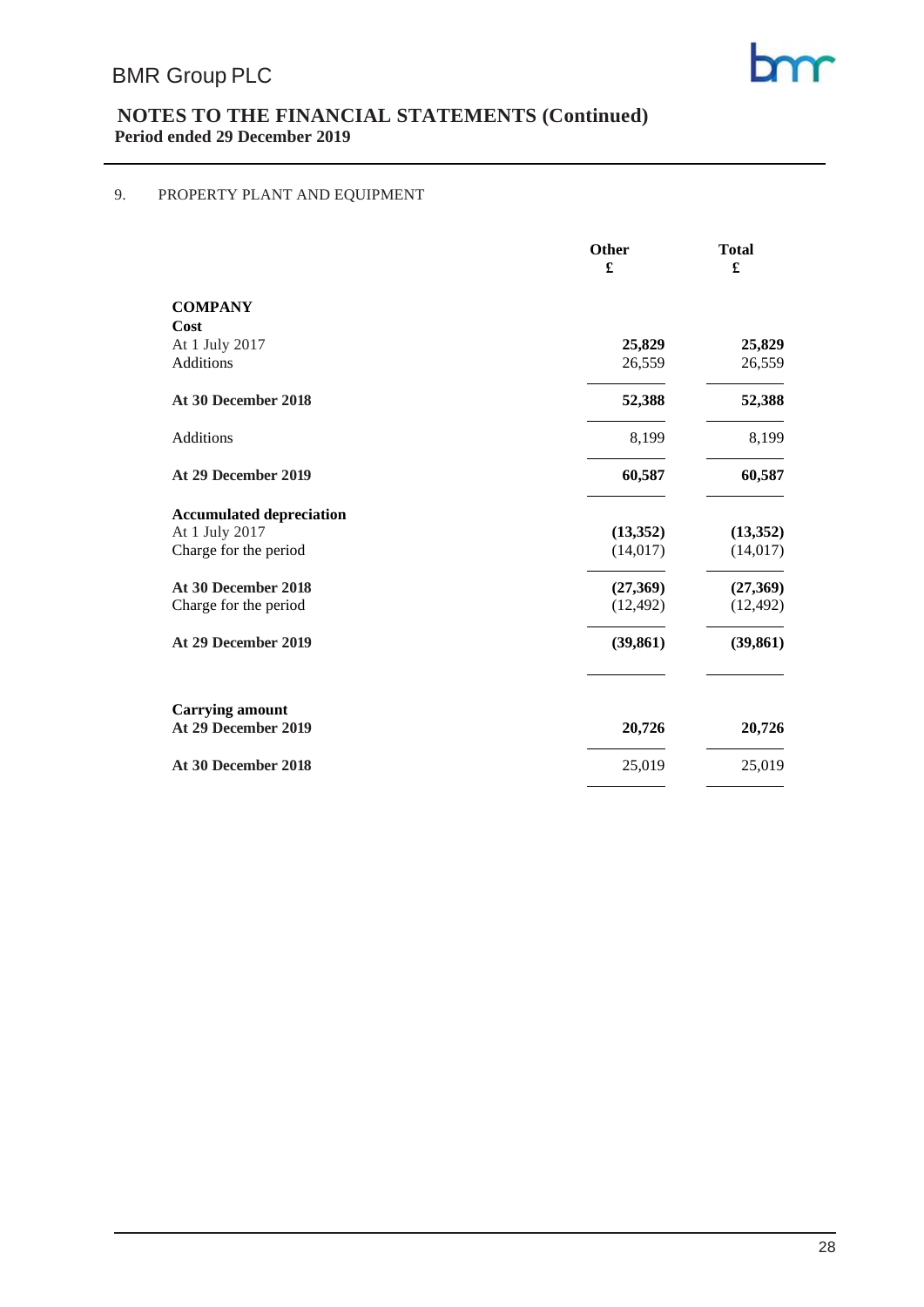## NOTES TO THE FINANCIAL STATEMENTS (Continued)
**Period ended 29 December 2019**

### 9. PROPERTY PLANT AND EQUIPMENT

| | Other £ | Total £ |
|---|---|---|
| **COMPANY** | | |
| **Cost** | | |
| At 1 July 2017 | **25,829** | **25,829** |
| Additions | 26,559 | 26,559 |
| **At 30 December 2018** | **52,388** | **52,388** |
| Additions | 8,199 | 8,199 |
| **At 29 December 2019** | **60,587** | **60,587** |
| **Accumulated depreciation** | | |
| At 1 July 2017 | **(13,352)** | **(13,352)** |
| Charge for the period | (14,017) | (14,017) |
| **At 30 December 2018** | **(27,369)** | **(27,369)** |
| Charge for the period | (12,492) | (12,492) |
| **At 29 December 2019** | **(39,861)** | **(39,861)** |
| **Carrying amount** | | |
| **At 29 December 2019** | **20,726** | **20,726** |
| **At 30 December 2018** | 25,019 | 25,019 |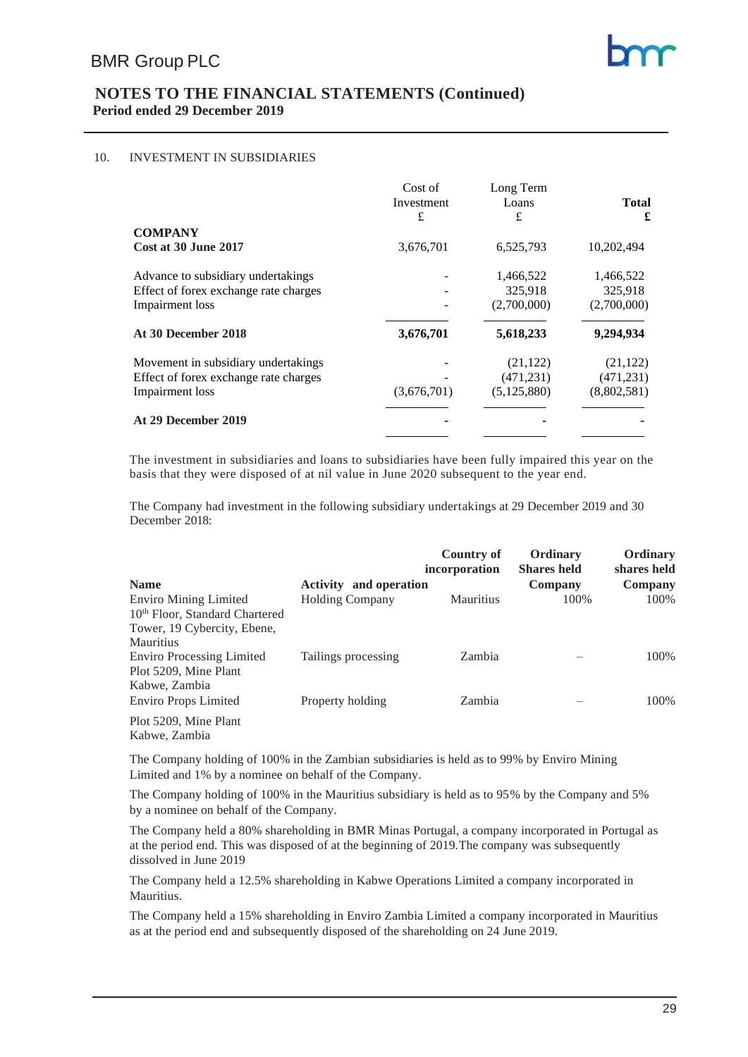## 10. INVESTMENT IN SUBSIDIARIES

| | Cost of Investment £ | Long Term Loans £ | **Total £** |
|---|---|---|---|
| **COMPANY** | | | |
| **Cost at 30 June 2017** | 3,676,701 | 6,525,793 | 10,202,494 |
| Advance to subsidiary undertakings | - | 1,466,522 | 1,466,522 |
| Effect of forex exchange rate charges | - | 325,918 | 325,918 |
| Impairment loss | - | (2,700,000) | (2,700,000) |
| **At 30 December 2018** | **3,676,701** | **5,618,233** | **9,294,934** |
| Movement in subsidiary undertakings | - | (21,122) | (21,122) |
| Effect of forex exchange rate charges | - | (471,231) | (471,231) |
| Impairment loss | (3,676,701) | (5,125,880) | (8,802,581) |
| **At 29 December 2019** | - | - | - |

The investment in subsidiaries and loans to subsidiaries have been fully impaired this year on the basis that they were disposed of at nil value in June 2020 subsequent to the year end.

The Company had investment in the following subsidiary undertakings at 29 December 2019 and 30 December 2018:

| **Name** | **Activity and operation** | **Country of incorporation** | **Ordinary Shares held Company** | **Ordinary shares held Company** |
|---|---|---|---|---|
| Enviro Mining Limited<br>10th Floor, Standard Chartered Tower, 19 Cybercity, Ebene, Mauritius | Holding Company | Mauritius | 100% | 100% |
| Enviro Processing Limited<br>Plot 5209, Mine Plant Kabwe, Zambia | Tailings processing | Zambia | – | 100% |
| Enviro Props Limited<br>Plot 5209, Mine Plant Kabwe, Zambia | Property holding | Zambia | – | 100% |

The Company holding of 100% in the Zambian subsidiaries is held as to 99% by Enviro Mining Limited and 1% by a nominee on behalf of the Company.

The Company holding of 100% in the Mauritius subsidiary is held as to 95% by the Company and 5% by a nominee on behalf of the Company.

The Company held a 80% shareholding in BMR Minas Portugal, a company incorporated in Portugal as at the period end. This was disposed of at the beginning of 2019.The company was subsequently dissolved in June 2019

The Company held a 12.5% shareholding in Kabwe Operations Limited a company incorporated in Mauritius.

The Company held a 15% shareholding in Enviro Zambia Limited a company incorporated in Mauritius as at the period end and subsequently disposed of the shareholding on 24 June 2019.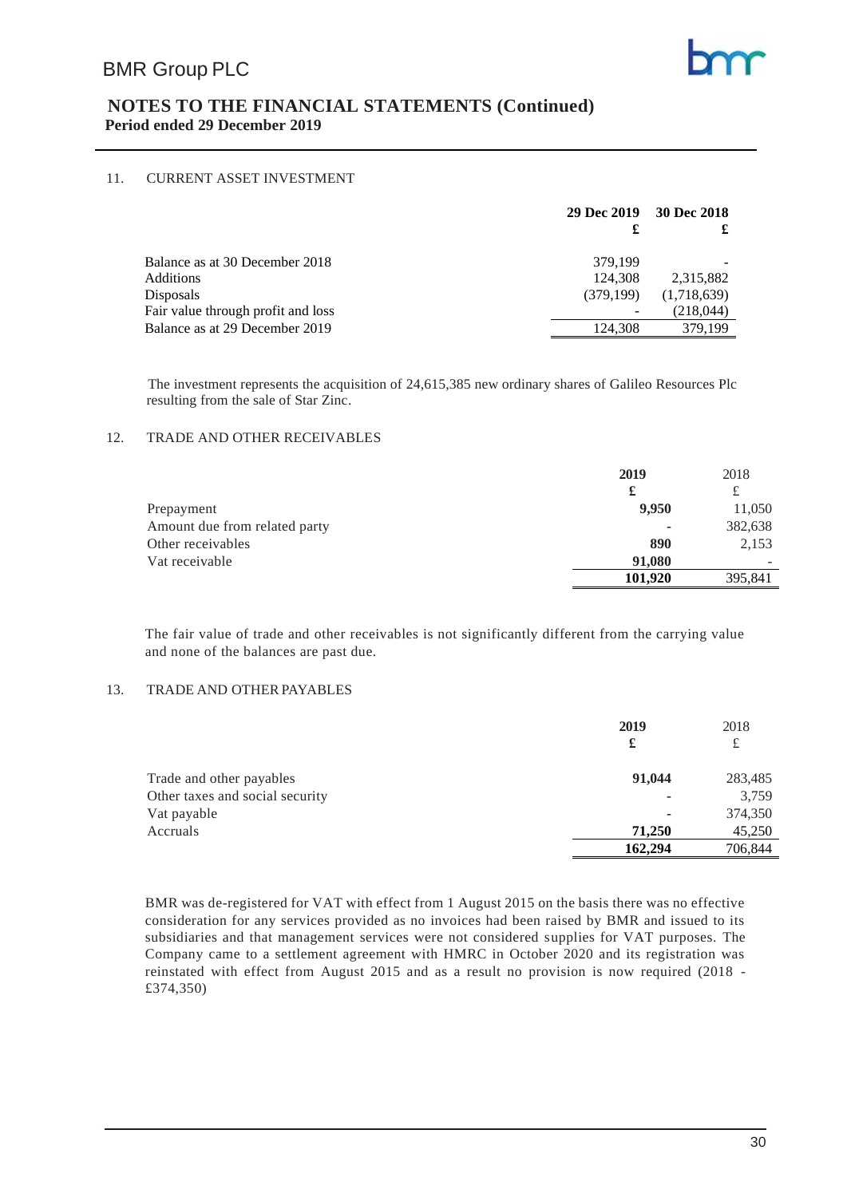# NOTES TO THE FINANCIAL STATEMENTS (Continued)

**Period ended 29 December 2019**

## 11. CURRENT ASSET INVESTMENT

| | 29 Dec 2019 £ | 30 Dec 2018 £ |
|---|---|---|
| Balance as at 30 December 2018 | 379,199 | - |
| Additions | 124,308 | 2,315,882 |
| Disposals | (379,199) | (1,718,639) |
| Fair value through profit and loss | - | (218,044) |
| Balance as at 29 December 2019 | 124,308 | 379,199 |

The investment represents the acquisition of 24,615,385 new ordinary shares of Galileo Resources Plc resulting from the sale of Star Zinc.

## 12. TRADE AND OTHER RECEIVABLES

| | **2019** **£** | 2018 £ |
|---|---|---|
| Prepayment | **9,950** | 11,050 |
| Amount due from related party | - | 382,638 |
| Other receivables | **890** | 2,153 |
| Vat receivable | **91,080** | - |
| | **101,920** | 395,841 |

The fair value of trade and other receivables is not significantly different from the carrying value and none of the balances are past due.

## 13. TRADE AND OTHER PAYABLES

| | **2019** **£** | 2018 £ |
|---|---|---|
| Trade and other payables | **91,044** | 283,485 |
| Other taxes and social security | - | 3,759 |
| Vat payable | - | 374,350 |
| Accruals | **71,250** | 45,250 |
| | **162,294** | 706,844 |

BMR was de-registered for VAT with effect from 1 August 2015 on the basis there was no effective consideration for any services provided as no invoices had been raised by BMR and issued to its subsidiaries and that management services were not considered supplies for VAT purposes. The Company came to a settlement agreement with HMRC in October 2020 and its registration was reinstated with effect from August 2015 and as a result no provision is now required (2018 - £374,350)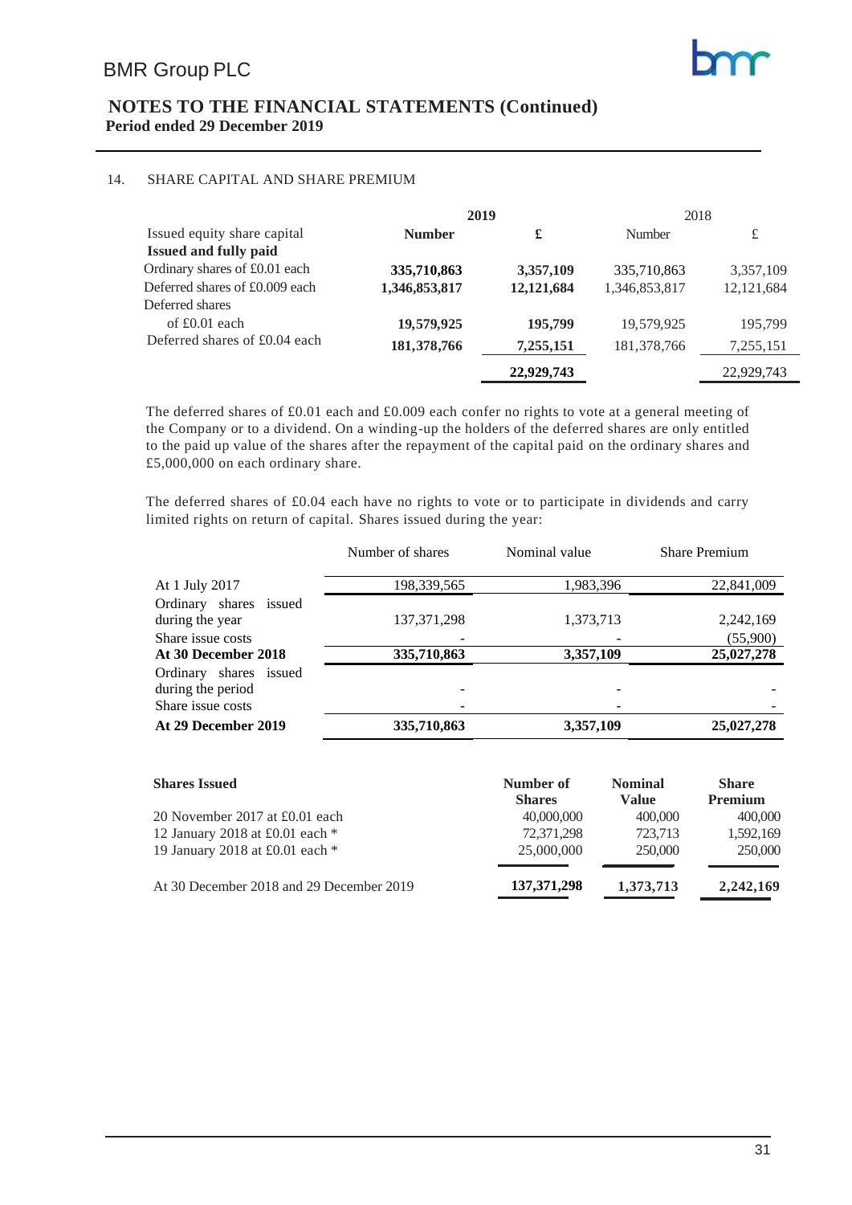# NOTES TO THE FINANCIAL STATEMENTS (Continued)

**Period ended 29 December 2019**

## 14. SHARE CAPITAL AND SHARE PREMIUM

| | 2019 | | 2018 | |
|---|---|---|---|---|
| Issued equity share capital | **Number** | **£** | Number | £ |
| **Issued and fully paid** | | | | |
| Ordinary shares of £0.01 each | **335,710,863** | **3,357,109** | 335,710,863 | 3,357,109 |
| Deferred shares of £0.009 each | **1,346,853,817** | **12,121,684** | 1,346,853,817 | 12,121,684 |
| Deferred shares of £0.01 each | **19,579,925** | **195,799** | 19,579,925 | 195,799 |
| Deferred shares of £0.04 each | **181,378,766** | **7,255,151** | 181,378,766 | 7,255,151 |
| | | **22,929,743** | | 22,929,743 |

The deferred shares of £0.01 each and £0.009 each confer no rights to vote at a general meeting of the Company or to a dividend. On a winding-up the holders of the deferred shares are only entitled to the paid up value of the shares after the repayment of the capital paid on the ordinary shares and £5,000,000 on each ordinary share.

The deferred shares of £0.04 each have no rights to vote or to participate in dividends and carry limited rights on return of capital. Shares issued during the year:

| | Number of shares | Nominal value | Share Premium |
|---|---|---|---|
| At 1 July 2017 | 198,339,565 | 1,983,396 | 22,841,009 |
| Ordinary shares issued during the year | 137,371,298 | 1,373,713 | 2,242,169 |
| Share issue costs | - | - | (55,900) |
| **At 30 December 2018** | **335,710,863** | **3,357,109** | **25,027,278** |
| Ordinary shares issued during the period | - | - | - |
| Share issue costs | - | - | - |
| **At 29 December 2019** | **335,710,863** | **3,357,109** | **25,027,278** |

| **Shares Issued** | **Number of Shares** | **Nominal Value** | **Share Premium** |
|---|---|---|---|
| 20 November 2017 at £0.01 each | 40,000,000 | 400,000 | 400,000 |
| 12 January 2018 at £0.01 each * | 72,371,298 | 723,713 | 1,592,169 |
| 19 January 2018 at £0.01 each * | 25,000,000 | 250,000 | 250,000 |
| At 30 December 2018 and 29 December 2019 | **137,371,298** | **1,373,713** | **2,242,169** |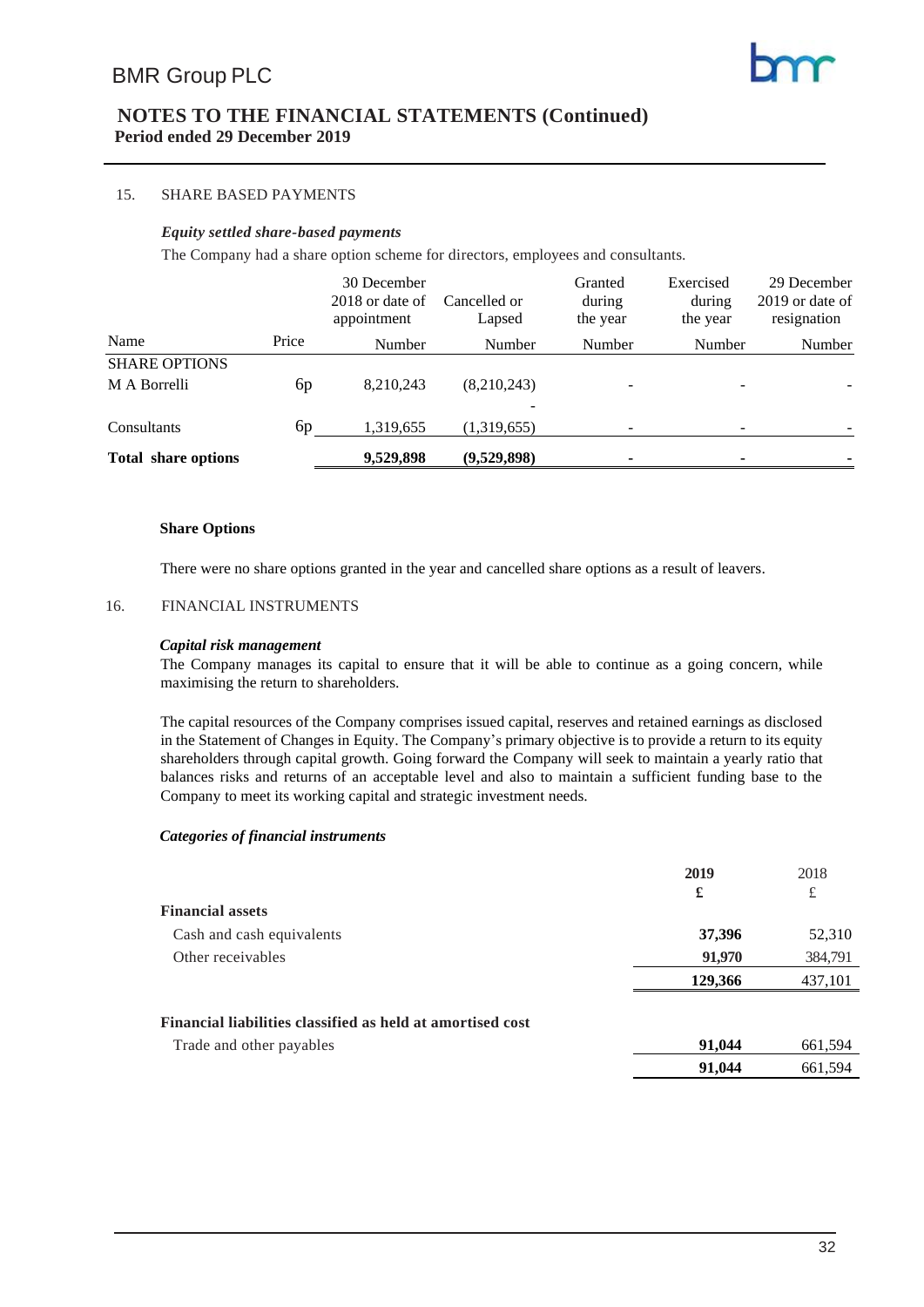## NOTES TO THE FINANCIAL STATEMENTS (Continued)
**Period ended 29 December 2019**

### 15. SHARE BASED PAYMENTS

***Equity settled share-based payments***

The Company had a share option scheme for directors, employees and consultants.

| Name | Price | 30 December 2018 or date of appointment | Cancelled or Lapsed | Granted during the year | Exercised during the year | 29 December 2019 or date of resignation |
|---|---|---|---|---|---|---|
| | | Number | Number | Number | Number | Number |
| SHARE OPTIONS | | | | | | |
| M A Borrelli | 6p | 8,210,243 | (8,210,243) | - | - | - |
| Consultants | 6p | 1,319,655 | (1,319,655) | - | - | - |
| **Total share options** | | **9,529,898** | **(9,529,898)** | **-** | **-** | **-** |

**Share Options**

There were no share options granted in the year and cancelled share options as a result of leavers.

### 16. FINANCIAL INSTRUMENTS

***Capital risk management***

The Company manages its capital to ensure that it will be able to continue as a going concern, while maximising the return to shareholders.

The capital resources of the Company comprises issued capital, reserves and retained earnings as disclosed in the Statement of Changes in Equity. The Company's primary objective is to provide a return to its equity shareholders through capital growth. Going forward the Company will seek to maintain a yearly ratio that balances risks and returns of an acceptable level and also to maintain a sufficient funding base to the Company to meet its working capital and strategic investment needs.

***Categories of financial instruments***

| | **2019** | 2018 |
|---|---|---|
| | **£** | £ |
| **Financial assets** | | |
| Cash and cash equivalents | **37,396** | 52,310 |
| Other receivables | **91,970** | 384,791 |
| | **129,366** | 437,101 |
| **Financial liabilities classified as held at amortised cost** | | |
| Trade and other payables | **91,044** | 661,594 |
| | **91,044** | 661,594 |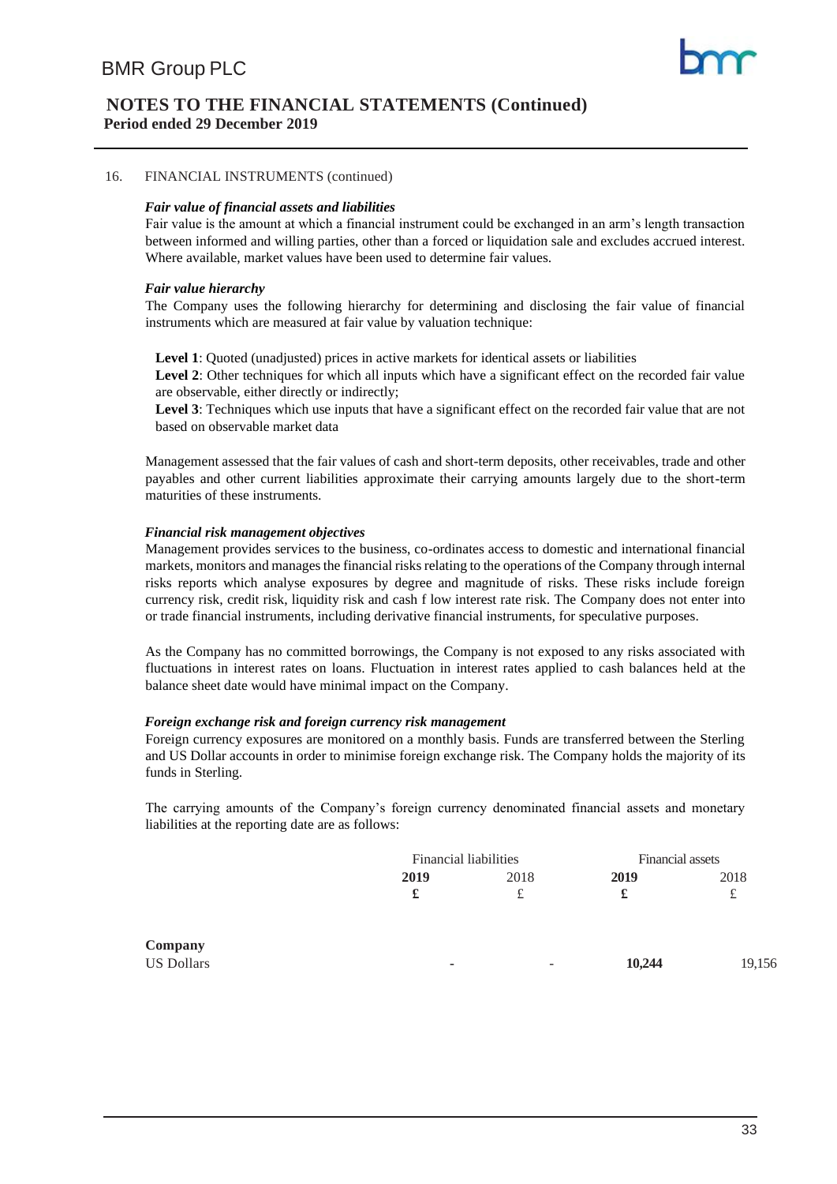## NOTES TO THE FINANCIAL STATEMENTS (Continued)
**Period ended 29 December 2019**

16. FINANCIAL INSTRUMENTS (continued)

***Fair value of financial assets and liabilities***

Fair value is the amount at which a financial instrument could be exchanged in an arm's length transaction between informed and willing parties, other than a forced or liquidation sale and excludes accrued interest. Where available, market values have been used to determine fair values.

***Fair value hierarchy***

The Company uses the following hierarchy for determining and disclosing the fair value of financial instruments which are measured at fair value by valuation technique:

**Level 1**: Quoted (unadjusted) prices in active markets for identical assets or liabilities
**Level 2**: Other techniques for which all inputs which have a significant effect on the recorded fair value are observable, either directly or indirectly;
**Level 3**: Techniques which use inputs that have a significant effect on the recorded fair value that are not based on observable market data

Management assessed that the fair values of cash and short-term deposits, other receivables, trade and other payables and other current liabilities approximate their carrying amounts largely due to the short-term maturities of these instruments.

***Financial risk management objectives***

Management provides services to the business, co-ordinates access to domestic and international financial markets, monitors and manages the financial risks relating to the operations of the Company through internal risks reports which analyse exposures by degree and magnitude of risks. These risks include foreign currency risk, credit risk, liquidity risk and cash f low interest rate risk. The Company does not enter into or trade financial instruments, including derivative financial instruments, for speculative purposes.

As the Company has no committed borrowings, the Company is not exposed to any risks associated with fluctuations in interest rates on loans. Fluctuation in interest rates applied to cash balances held at the balance sheet date would have minimal impact on the Company.

***Foreign exchange risk and foreign currency risk management***

Foreign currency exposures are monitored on a monthly basis. Funds are transferred between the Sterling and US Dollar accounts in order to minimise foreign exchange risk. The Company holds the majority of its funds in Sterling.

The carrying amounts of the Company's foreign currency denominated financial assets and monetary liabilities at the reporting date are as follows:

| | Financial liabilities | | Financial assets | |
|---|---|---|---|---|
| | **2019** | 2018 | **2019** | 2018 |
| | **£** | £ | **£** | £ |
| **Company** | | | | |
| US Dollars | - | - | **10,244** | 19,156 |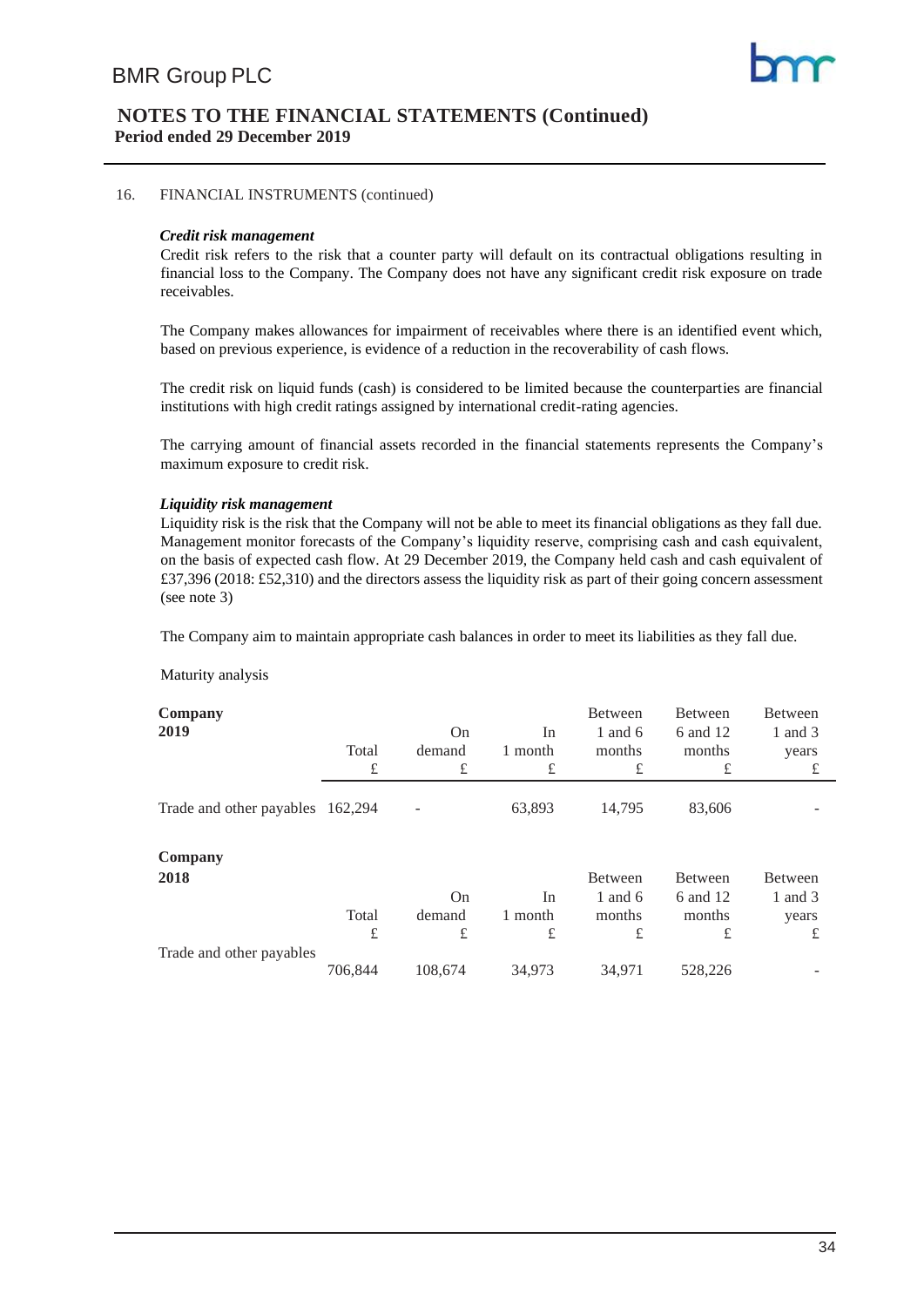# NOTES TO THE FINANCIAL STATEMENTS (Continued)

**Period ended 29 December 2019**

16. FINANCIAL INSTRUMENTS (continued)

***Credit risk management***

Credit risk refers to the risk that a counter party will default on its contractual obligations resulting in financial loss to the Company. The Company does not have any significant credit risk exposure on trade receivables.

The Company makes allowances for impairment of receivables where there is an identified event which, based on previous experience, is evidence of a reduction in the recoverability of cash flows.

The credit risk on liquid funds (cash) is considered to be limited because the counterparties are financial institutions with high credit ratings assigned by international credit-rating agencies.

The carrying amount of financial assets recorded in the financial statements represents the Company's maximum exposure to credit risk.

***Liquidity risk management***

Liquidity risk is the risk that the Company will not be able to meet its financial obligations as they fall due. Management monitor forecasts of the Company's liquidity reserve, comprising cash and cash equivalent, on the basis of expected cash flow. At 29 December 2019, the Company held cash and cash equivalent of £37,396 (2018: £52,310) and the directors assess the liquidity risk as part of their going concern assessment (see note 3)

The Company aim to maintain appropriate cash balances in order to meet its liabilities as they fall due.

Maturity analysis

| **Company 2019** | Total £ | On demand £ | In 1 month £ | Between 1 and 6 months £ | Between 6 and 12 months £ | Between 1 and 3 years £ |
|---|---|---|---|---|---|---|
| Trade and other payables | 162,294 | - | 63,893 | 14,795 | 83,606 | - |

| **Company 2018** | Total £ | On demand £ | In 1 month £ | Between 1 and 6 months £ | Between 6 and 12 months £ | Between 1 and 3 years £ |
|---|---|---|---|---|---|---|
| Trade and other payables | 706,844 | 108,674 | 34,973 | 34,971 | 528,226 | - |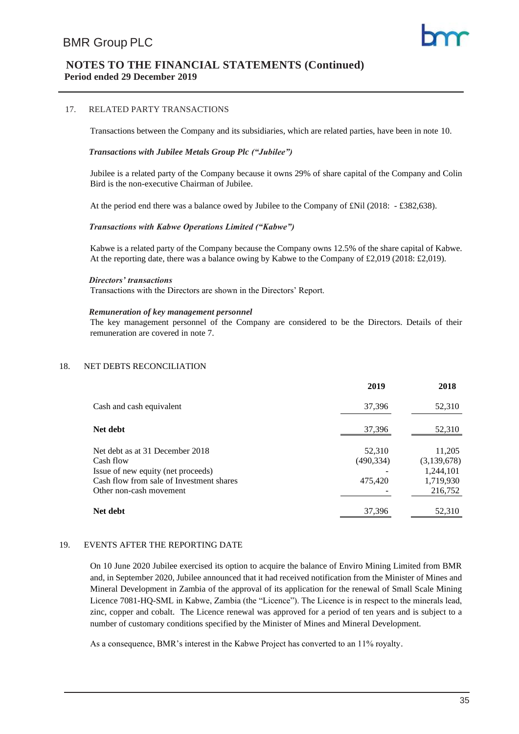# NOTES TO THE FINANCIAL STATEMENTS (Continued)
**Period ended 29 December 2019**

## 17. RELATED PARTY TRANSACTIONS

Transactions between the Company and its subsidiaries, which are related parties, have been in note 10.

***Transactions with Jubilee Metals Group Plc ("Jubilee")***

Jubilee is a related party of the Company because it owns 29% of share capital of the Company and Colin Bird is the non-executive Chairman of Jubilee.

At the period end there was a balance owed by Jubilee to the Company of £Nil (2018: - £382,638).

***Transactions with Kabwe Operations Limited ("Kabwe")***

Kabwe is a related party of the Company because the Company owns 12.5% of the share capital of Kabwe. At the reporting date, there was a balance owing by Kabwe to the Company of £2,019 (2018: £2,019).

***Directors' transactions***

Transactions with the Directors are shown in the Directors' Report.

***Remuneration of key management personnel***

The key management personnel of the Company are considered to be the Directors. Details of their remuneration are covered in note 7.

## 18. NET DEBTS RECONCILIATION

| | **2019** | **2018** |
|---|---|---|
| Cash and cash equivalent | 37,396 | 52,310 |
| **Net debt** | 37,396 | 52,310 |
| Net debt as at 31 December 2018 | 52,310 | 11,205 |
| Cash flow | (490,334) | (3,139,678) |
| Issue of new equity (net proceeds) | - | 1,244,101 |
| Cash flow from sale of Investment shares | 475,420 | 1,719,930 |
| Other non-cash movement | - | 216,752 |
| **Net debt** | 37,396 | 52,310 |

## 19. EVENTS AFTER THE REPORTING DATE

On 10 June 2020 Jubilee exercised its option to acquire the balance of Enviro Mining Limited from BMR and, in September 2020, Jubilee announced that it had received notification from the Minister of Mines and Mineral Development in Zambia of the approval of its application for the renewal of Small Scale Mining Licence 7081-HQ-SML in Kabwe, Zambia (the "Licence"). The Licence is in respect to the minerals lead, zinc, copper and cobalt. The Licence renewal was approved for a period of ten years and is subject to a number of customary conditions specified by the Minister of Mines and Mineral Development.

As a consequence, BMR's interest in the Kabwe Project has converted to an 11% royalty.